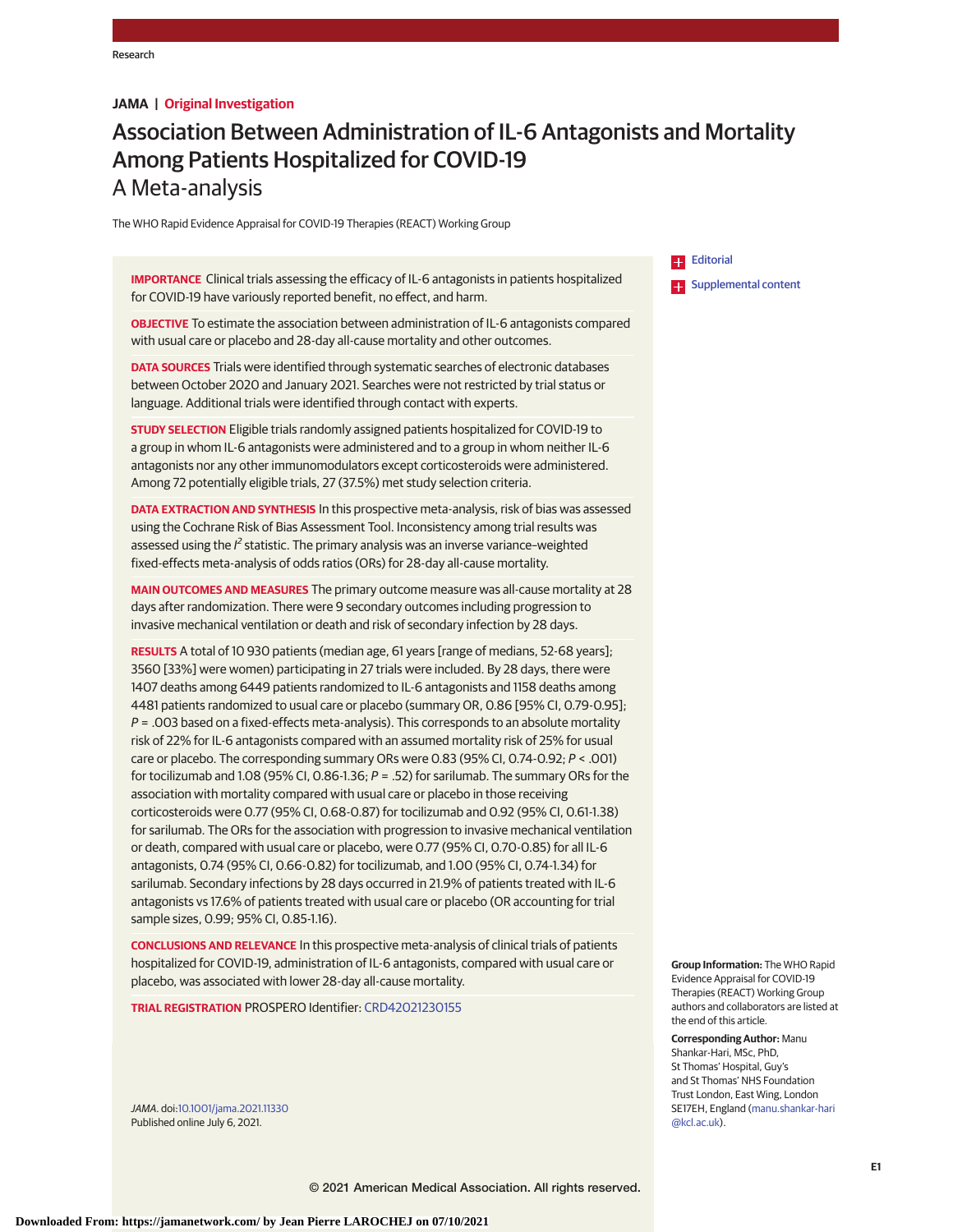JAMA | Original Investigation

# Association Between Administration of IL-6 Antagonists and Mortality Among Patients Hospitalized for COVID-19

## A Meta-analysis

The WHO Rapid Evidence Appraisal for COVID-19 Therapies (REACT) Working Group

Editorial

Supplemental content

**IMPORTANCE** Clinical trials assessing the efficacy of IL-6 antagonists in patients hospitalized for COVID-19 have variously reported benefit, no effect, and harm.

**OBJECTIVE** To estimate the association between administration of IL-6 antagonists compared with usual care or placebo and 28-day all-cause mortality and other outcomes.

**DATA SOURCES** Trials were identified through systematic searches of electronic databases between October 2020 and January 2021. Searches were not restricted by trial status or language. Additional trials were identified through contact with experts.

**STUDY SELECTION** Eligible trials randomly assigned patients hospitalized for COVID-19 to a group in whom IL-6 antagonists were administered and to a group in whom neither IL-6 antagonists nor any other immunomodulators except corticosteroids were administered. Among 72 potentially eligible trials, 27 (37.5%) met study selection criteria.

**DATA EXTRACTION AND SYNTHESIS** In this prospective meta-analysis, risk of bias was assessed using the Cochrane Risk of Bias Assessment Tool. Inconsistency among trial results was assessed using the $I^2$ statistic. The primary analysis was an inverse variance–weighted fixed-effects meta-analysis of odds ratios (ORs) for 28-day all-cause mortality.

**MAIN OUTCOMES AND MEASURES** The primary outcome measure was all-cause mortality at 28 days after randomization. There were 9 secondary outcomes including progression to invasive mechanical ventilation or death and risk of secondary infection by 28 days.

**RESULTS** A total of 10 930 patients (median age, 61 years [range of medians, 52-68 years]; 3560 [33%] were women) participating in 27 trials were included. By 28 days, there were 1407 deaths among 6449 patients randomized to IL-6 antagonists and 1158 deaths among 4481 patients randomized to usual care or placebo (summary OR, 0.86 [95% CI, 0.79-0.95]; *P* = .003 based on a fixed-effects meta-analysis). This corresponds to an absolute mortality risk of 22% for IL-6 antagonists compared with an assumed mortality risk of 25% for usual care or placebo. The corresponding summary ORs were 0.83 (95% CI, 0.74-0.92; *P* < .001) for tocilizumab and 1.08 (95% CI, 0.86-1.36; *P* = .52) for sarilumab. The summary ORs for the association with mortality compared with usual care or placebo in those receiving corticosteroids were 0.77 (95% CI, 0.68-0.87) for tocilizumab and 0.92 (95% CI, 0.61-1.38) for sarilumab. The ORs for the association with progression to invasive mechanical ventilation or death, compared with usual care or placebo, were 0.77 (95% CI, 0.70-0.85) for all IL-6 antagonists, 0.74 (95% CI, 0.66-0.82) for tocilizumab, and 1.00 (95% CI, 0.74-1.34) for sarilumab. Secondary infections by 28 days occurred in 21.9% of patients treated with IL-6 antagonists vs 17.6% of patients treated with usual care or placebo (OR accounting for trial sample sizes, 0.99; 95% CI, 0.85-1.16).

**CONCLUSIONS AND RELEVANCE** In this prospective meta-analysis of clinical trials of patients hospitalized for COVID-19, administration of IL-6 antagonists, compared with usual care or placebo, was associated with lower 28-day all-cause mortality.

**TRIAL REGISTRATION** PROSPERO Identifier: CRD42021230155

*JAMA*. doi:10.1001/jama.2021.11330
Published online July 6, 2021.

**Group Information:** The WHO Rapid Evidence Appraisal for COVID-19 Therapies (REACT) Working Group authors and collaborators are listed at the end of this article.

**Corresponding Author:** Manu Shankar-Hari, MSc, PhD, St Thomas' Hospital, Guy's and St Thomas' NHS Foundation Trust London, East Wing, London SE17EH, England (manu.shankar-hari@kcl.ac.uk).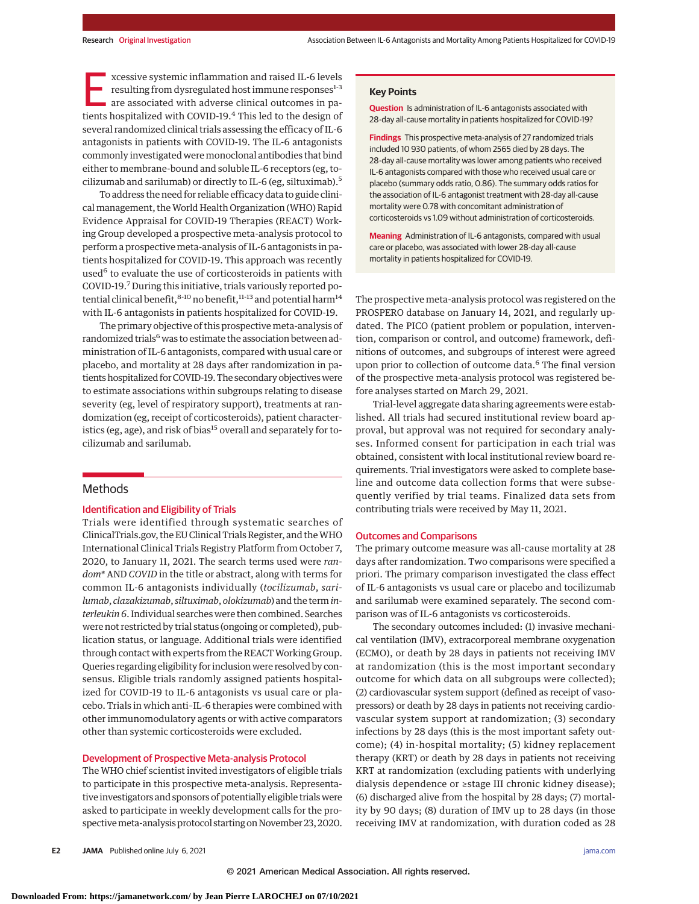Excessive systemic inflammation and raised IL-6 levels resulting from dysregulated host immune responses[1-3] are associated with adverse clinical outcomes in patients hospitalized with COVID-19.[4] This led to the design of several randomized clinical trials assessing the efficacy of IL-6 antagonists in patients with COVID-19. The IL-6 antagonists commonly investigated were monoclonal antibodies that bind either to membrane-bound and soluble IL-6 receptors (eg, tocilizumab and sarilumab) or directly to IL-6 (eg, siltuximab).[5]

To address the need for reliable efficacy data to guide clinical management, the World Health Organization (WHO) Rapid Evidence Appraisal for COVID-19 Therapies (REACT) Working Group developed a prospective meta-analysis protocol to perform a prospective meta-analysis of IL-6 antagonists in patients hospitalized for COVID-19. This approach was recently used[6] to evaluate the use of corticosteroids in patients with COVID-19.[7] During this initiative, trials variously reported potential clinical benefit,[8-10] no benefit,[11-13] and potential harm[14] with IL-6 antagonists in patients hospitalized for COVID-19.

The primary objective of this prospective meta-analysis of randomized trials[6] was to estimate the association between administration of IL-6 antagonists, compared with usual care or placebo, and mortality at 28 days after randomization in patients hospitalized for COVID-19. The secondary objectives were to estimate associations within subgroups relating to disease severity (eg, level of respiratory support), treatments at randomization (eg, receipt of corticosteroids), patient characteristics (eg, age), and risk of bias[15] overall and separately for tocilizumab and sarilumab.

## Key Points

**Question** Is administration of IL-6 antagonists associated with 28-day all-cause mortality in patients hospitalized for COVID-19?

**Findings** This prospective meta-analysis of 27 randomized trials included 10 930 patients, of whom 2565 died by 28 days. The 28-day all-cause mortality was lower among patients who received IL-6 antagonists compared with those who received usual care or placebo (summary odds ratio, 0.86). The summary odds ratios for the association of IL-6 antagonist treatment with 28-day all-cause mortality were 0.78 with concomitant administration of corticosteroids vs 1.09 without administration of corticosteroids.

**Meaning** Administration of IL-6 antagonists, compared with usual care or placebo, was associated with lower 28-day all-cause mortality in patients hospitalized for COVID-19.

## Methods

### Identification and Eligibility of Trials

Trials were identified through systematic searches of ClinicalTrials.gov, the EU Clinical Trials Register, and the WHO International Clinical Trials Registry Platform from October 7, 2020, to January 11, 2021. The search terms used were *random** AND *COVID* in the title or abstract, along with terms for common IL-6 antagonists individually (*tocilizumab*, *sarilumab*, *clazakizumab*, *siltuximab*, *olokizumab*) and the term *interleukin 6*. Individual searches were then combined. Searches were not restricted by trial status (ongoing or completed), publication status, or language. Additional trials were identified through contact with experts from the REACT Working Group. Queries regarding eligibility for inclusion were resolved by consensus. Eligible trials randomly assigned patients hospitalized for COVID-19 to IL-6 antagonists vs usual care or placebo. Trials in which anti–IL-6 therapies were combined with other immunomodulatory agents or with active comparators other than systemic corticosteroids were excluded.

### Development of Prospective Meta-analysis Protocol

The WHO chief scientist invited investigators of eligible trials to participate in this prospective meta-analysis. Representative investigators and sponsors of potentially eligible trials were asked to participate in weekly development calls for the prospective meta-analysis protocol starting on November 23, 2020. The prospective meta-analysis protocol was registered on the PROSPERO database on January 14, 2021, and regularly updated. The PICO (patient problem or population, intervention, comparison or control, and outcome) framework, definitions of outcomes, and subgroups of interest were agreed upon prior to collection of outcome data.[6] The final version of the prospective meta-analysis protocol was registered before analyses started on March 29, 2021.

Trial-level aggregate data sharing agreements were established. All trials had secured institutional review board approval, but approval was not required for secondary analyses. Informed consent for participation in each trial was obtained, consistent with local institutional review board requirements. Trial investigators were asked to complete baseline and outcome data collection forms that were subsequently verified by trial teams. Finalized data sets from contributing trials were received by May 11, 2021.

### Outcomes and Comparisons

The primary outcome measure was all-cause mortality at 28 days after randomization. Two comparisons were specified a priori. The primary comparison investigated the class effect of IL-6 antagonists vs usual care or placebo and tocilizumab and sarilumab were examined separately. The second comparison was of IL-6 antagonists vs corticosteroids.

The secondary outcomes included: (1) invasive mechanical ventilation (IMV), extracorporeal membrane oxygenation (ECMO), or death by 28 days in patients not receiving IMV at randomization (this is the most important secondary outcome for which data on all subgroups were collected); (2) cardiovascular system support (defined as receipt of vasopressors) or death by 28 days in patients not receiving cardiovascular system support at randomization; (3) secondary infections by 28 days (this is the most important safety outcome); (4) in-hospital mortality; (5) kidney replacement therapy (KRT) or death by 28 days in patients not receiving KRT at randomization (excluding patients with underlying dialysis dependence or ≥stage III chronic kidney disease); (6) discharged alive from the hospital by 28 days; (7) mortality by 90 days; (8) duration of IMV up to 28 days (in those receiving IMV at randomization, with duration coded as 28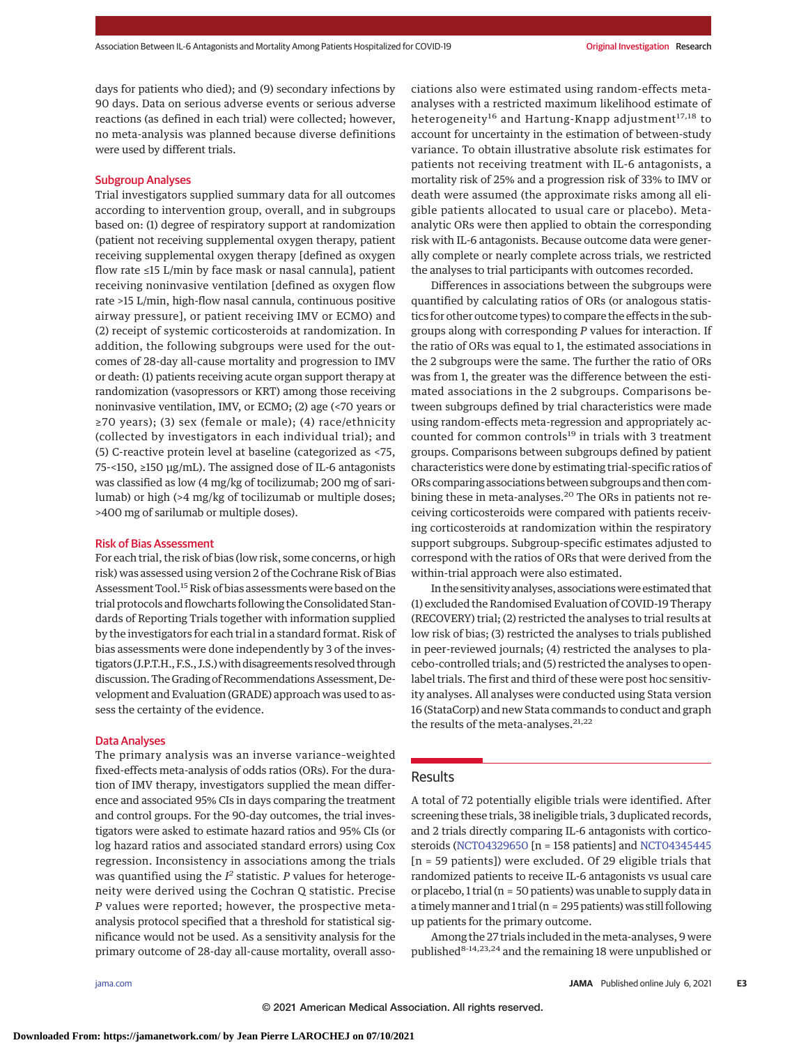days for patients who died); and (9) secondary infections by 90 days. Data on serious adverse events or serious adverse reactions (as defined in each trial) were collected; however, no meta-analysis was planned because diverse definitions were used by different trials.

### Subgroup Analyses

Trial investigators supplied summary data for all outcomes according to intervention group, overall, and in subgroups based on: (1) degree of respiratory support at randomization (patient not receiving supplemental oxygen therapy, patient receiving supplemental oxygen therapy [defined as oxygen flow rate ≤15 L/min by face mask or nasal cannula], patient receiving noninvasive ventilation [defined as oxygen flow rate >15 L/min, high-flow nasal cannula, continuous positive airway pressure], or patient receiving IMV or ECMO) and (2) receipt of systemic corticosteroids at randomization. In addition, the following subgroups were used for the outcomes of 28-day all-cause mortality and progression to IMV or death: (1) patients receiving acute organ support therapy at randomization (vasopressors or KRT) among those receiving noninvasive ventilation, IMV, or ECMO; (2) age (<70 years or ≥70 years); (3) sex (female or male); (4) race/ethnicity (collected by investigators in each individual trial); and (5) C-reactive protein level at baseline (categorized as <75, 75-<150, ≥150 μg/mL). The assigned dose of IL-6 antagonists was classified as low (4 mg/kg of tocilizumab; 200 mg of sarilumab) or high (>4 mg/kg of tocilizumab or multiple doses; >400 mg of sarilumab or multiple doses).

### Risk of Bias Assessment

For each trial, the risk of bias (low risk, some concerns, or high risk) was assessed using version 2 of the Cochrane Risk of Bias Assessment Tool.[15] Risk of bias assessments were based on the trial protocols and flowcharts following the Consolidated Standards of Reporting Trials together with information supplied by the investigators for each trial in a standard format. Risk of bias assessments were done independently by 3 of the investigators (J.P.T.H., F.S., J.S.) with disagreements resolved through discussion. The Grading of Recommendations Assessment, Development and Evaluation (GRADE) approach was used to assess the certainty of the evidence.

### Data Analyses

The primary analysis was an inverse variance–weighted fixed-effects meta-analysis of odds ratios (ORs). For the duration of IMV therapy, investigators supplied the mean difference and associated 95% CIs in days comparing the treatment and control groups. For the 90-day outcomes, the trial investigators were asked to estimate hazard ratios and 95% CIs (or log hazard ratios and associated standard errors) using Cox regression. Inconsistency in associations among the trials was quantified using the $I^2$ statistic. *P* values for heterogeneity were derived using the Cochran Q statistic. Precise *P* values were reported; however, the prospective meta-analysis protocol specified that a threshold for statistical significance would not be used. As a sensitivity analysis for the primary outcome of 28-day all-cause mortality, overall associations also were estimated using random-effects meta-analyses with a restricted maximum likelihood estimate of heterogeneity[16] and Hartung-Knapp adjustment[17,18] to account for uncertainty in the estimation of between-study variance. To obtain illustrative absolute risk estimates for patients not receiving treatment with IL-6 antagonists, a mortality risk of 25% and a progression risk of 33% to IMV or death were assumed (the approximate risks among all eligible patients allocated to usual care or placebo). Meta-analytic ORs were then applied to obtain the corresponding risk with IL-6 antagonists. Because outcome data were generally complete or nearly complete across trials, we restricted the analyses to trial participants with outcomes recorded.

Differences in associations between the subgroups were quantified by calculating ratios of ORs (or analogous statistics for other outcome types) to compare the effects in the subgroups along with corresponding *P* values for interaction. If the ratio of ORs was equal to 1, the estimated associations in the 2 subgroups were the same. The further the ratio of ORs was from 1, the greater was the difference between the estimated associations in the 2 subgroups. Comparisons between subgroups defined by trial characteristics were made using random-effects meta-regression and appropriately accounted for common controls[19] in trials with 3 treatment groups. Comparisons between subgroups defined by patient characteristics were done by estimating trial-specific ratios of ORs comparing associations between subgroups and then combining these in meta-analyses.[20] The ORs in patients not receiving corticosteroids were compared with patients receiving corticosteroids at randomization within the respiratory support subgroups. Subgroup-specific estimates adjusted to correspond with the ratios of ORs that were derived from the within-trial approach were also estimated.

In the sensitivity analyses, associations were estimated that (1) excluded the Randomised Evaluation of COVID-19 Therapy (RECOVERY) trial; (2) restricted the analyses to trial results at low risk of bias; (3) restricted the analyses to trials published in peer-reviewed journals; (4) restricted the analyses to placebo-controlled trials; and (5) restricted the analyses to open-label trials. The first and third of these were post hoc sensitivity analyses. All analyses were conducted using Stata version 16 (StataCorp) and new Stata commands to conduct and graph the results of the meta-analyses.[21,22]

## Results

A total of 72 potentially eligible trials were identified. After screening these trials, 38 ineligible trials, 3 duplicated records, and 2 trials directly comparing IL-6 antagonists with corticosteroids (NCT04329650 [n = 158 patients] and NCT04345445 [n = 59 patients]) were excluded. Of 29 eligible trials that randomized patients to receive IL-6 antagonists vs usual care or placebo, 1 trial (n = 50 patients) was unable to supply data in a timely manner and 1 trial (n = 295 patients) was still following up patients for the primary outcome.

Among the 27 trials included in the meta-analyses, 9 were published[8-14,23,24] and the remaining 18 were unpublished or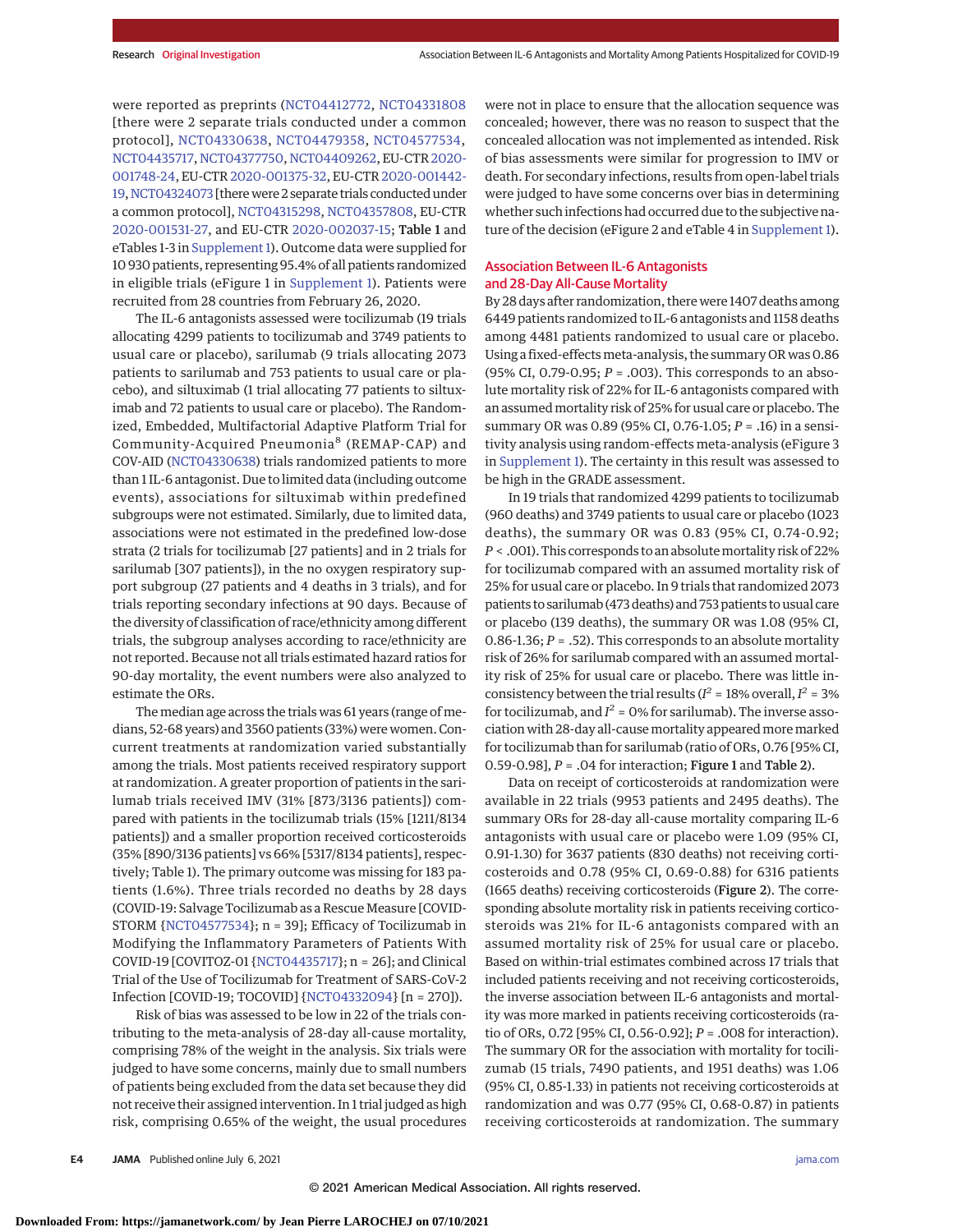were reported as preprints (NCT04412772, NCT04331808 [there were 2 separate trials conducted under a common protocol], NCT04330638, NCT04479358, NCT04577534, NCT04435717, NCT04377750, NCT04409262, EU-CTR 2020-001748-24, EU-CTR 2020-001375-32, EU-CTR 2020-001442-19, NCT04324073 [there were 2 separate trials conducted under a common protocol], NCT04315298, NCT04357808, EU-CTR 2020-001531-27, and EU-CTR 2020-002037-15; **Table 1** and eTables 1-3 in Supplement 1). Outcome data were supplied for 10 930 patients, representing 95.4% of all patients randomized in eligible trials (eFigure 1 in Supplement 1). Patients were recruited from 28 countries from February 26, 2020.

The IL-6 antagonists assessed were tocilizumab (19 trials allocating 4299 patients to tocilizumab and 3749 patients to usual care or placebo), sarilumab (9 trials allocating 2073 patients to sarilumab and 753 patients to usual care or placebo), and siltuximab (1 trial allocating 77 patients to siltuximab and 72 patients to usual care or placebo). The Randomized, Embedded, Multifactorial Adaptive Platform Trial for Community-Acquired Pneumonia[8] (REMAP-CAP) and COV-AID (NCT04330638) trials randomized patients to more than 1 IL-6 antagonist. Due to limited data (including outcome events), associations for siltuximab within predefined subgroups were not estimated. Similarly, due to limited data, associations were not estimated in the predefined low-dose strata (2 trials for tocilizumab [27 patients] and in 2 trials for sarilumab [307 patients]), in the no oxygen respiratory support subgroup (27 patients and 4 deaths in 3 trials), and for trials reporting secondary infections at 90 days. Because of the diversity of classification of race/ethnicity among different trials, the subgroup analyses according to race/ethnicity are not reported. Because not all trials estimated hazard ratios for 90-day mortality, the event numbers were also analyzed to estimate the ORs.

The median age across the trials was 61 years (range of medians, 52-68 years) and 3560 patients (33%) were women. Concurrent treatments at randomization varied substantially among the trials. Most patients received respiratory support at randomization. A greater proportion of patients in the sarilumab trials received IMV (31% [873/3136 patients]) compared with patients in the tocilizumab trials (15% [1211/8134 patients]) and a smaller proportion received corticosteroids (35% [890/3136 patients] vs 66% [5317/8134 patients], respectively; Table 1). The primary outcome was missing for 183 patients (1.6%). Three trials recorded no deaths by 28 days (COVID-19: Salvage Tocilizumab as a Rescue Measure [COVID-STORM {NCT04577534}; n = 39]; Efficacy of Tocilizumab in Modifying the Inflammatory Parameters of Patients With COVID-19 [COVITOZ-01 {NCT04435717}; n = 26]; and Clinical Trial of the Use of Tocilizumab for Treatment of SARS-CoV-2 Infection [COVID-19; TOCOVID] {NCT04332094} [n = 270]).

Risk of bias was assessed to be low in 22 of the trials contributing to the meta-analysis of 28-day all-cause mortality, comprising 78% of the weight in the analysis. Six trials were judged to have some concerns, mainly due to small numbers of patients being excluded from the data set because they did not receive their assigned intervention. In 1 trial judged as high risk, comprising 0.65% of the weight, the usual procedures were not in place to ensure that the allocation sequence was concealed; however, there was no reason to suspect that the concealed allocation was not implemented as intended. Risk of bias assessments were similar for progression to IMV or death. For secondary infections, results from open-label trials were judged to have some concerns over bias in determining whether such infections had occurred due to the subjective nature of the decision (eFigure 2 and eTable 4 in Supplement 1).

## Association Between IL-6 Antagonists and 28-Day All-Cause Mortality

By 28 days after randomization, there were 1407 deaths among 6449 patients randomized to IL-6 antagonists and 1158 deaths among 4481 patients randomized to usual care or placebo. Using a fixed-effects meta-analysis, the summary OR was 0.86 (95% CI, 0.79-0.95; $P = .003$). This corresponds to an absolute mortality risk of 22% for IL-6 antagonists compared with an assumed mortality risk of 25% for usual care or placebo. The summary OR was 0.89 (95% CI, 0.76-1.05; $P = .16$) in a sensitivity analysis using random-effects meta-analysis (eFigure 3 in Supplement 1). The certainty in this result was assessed to be high in the GRADE assessment.

In 19 trials that randomized 4299 patients to tocilizumab (960 deaths) and 3749 patients to usual care or placebo (1023 deaths), the summary OR was 0.83 (95% CI, 0.74-0.92; $P < .001$). This corresponds to an absolute mortality risk of 22% for tocilizumab compared with an assumed mortality risk of 25% for usual care or placebo. In 9 trials that randomized 2073 patients to sarilumab (473 deaths) and 753 patients to usual care or placebo (139 deaths), the summary OR was 1.08 (95% CI, 0.86-1.36; $P = .52$). This corresponds to an absolute mortality risk of 26% for sarilumab compared with an assumed mortality risk of 25% for usual care or placebo. There was little inconsistency between the trial results ($I^2 = 18\%$ overall, $I^2 = 3\%$ for tocilizumab, and $I^2 = 0\%$ for sarilumab). The inverse association with 28-day all-cause mortality appeared more marked for tocilizumab than for sarilumab (ratio of ORs, 0.76 [95% CI, 0.59-0.98], $P = .04$ for interaction; **Figure 1** and **Table 2**).

Data on receipt of corticosteroids at randomization were available in 22 trials (9953 patients and 2495 deaths). The summary ORs for 28-day all-cause mortality comparing IL-6 antagonists with usual care or placebo were 1.09 (95% CI, 0.91-1.30) for 3637 patients (830 deaths) not receiving corticosteroids and 0.78 (95% CI, 0.69-0.88) for 6316 patients (1665 deaths) receiving corticosteroids (**Figure 2**). The corresponding absolute mortality risk in patients receiving corticosteroids was 21% for IL-6 antagonists compared with an assumed mortality risk of 25% for usual care or placebo. Based on within-trial estimates combined across 17 trials that included patients receiving and not receiving corticosteroids, the inverse association between IL-6 antagonists and mortality was more marked in patients receiving corticosteroids (ratio of ORs, 0.72 [95% CI, 0.56-0.92]; $P = .008$ for interaction). The summary OR for the association with mortality for tocilizumab (15 trials, 7490 patients, and 1951 deaths) was 1.06 (95% CI, 0.85-1.33) in patients not receiving corticosteroids at randomization and was 0.77 (95% CI, 0.68-0.87) in patients receiving corticosteroids at randomization. The summary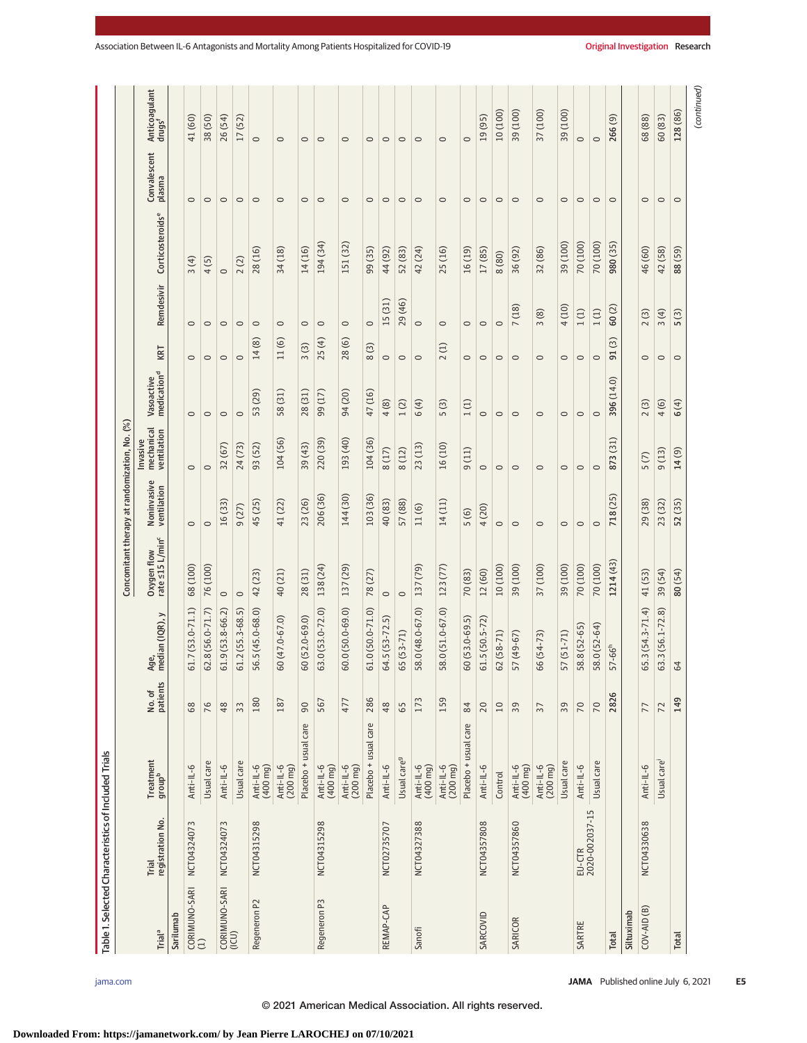Table 1. Selected Characteristics of Included Trials

| Trial[a] | Trial registration No. | Treatment group[b] | No. of patients | Age, median (IQR), y | Concomitant therapy at randomization, No. (%) | | | | | | | | | |
|---|---|---|---|---|---|---|---|---|---|---|---|---|---|---|
| | | | | | Oxygen flow rate ≤15 L/min[c] | Noninvasive ventilation | Invasive mechanical ventilation | Vasoactive medication[d] | KRT | Remdesivir | Corticosteroids[e] | Convalescent plasma | Anticoagulant drugs[f] |
| **Sarilumab** | | | | | | | | | | | | | |
| CORIMUNO-SARI (1) | NCT04324073 | Anti-IL-6 | 68 | 61.7 (53.0-71.1) | 68 (100) | 0 | 0 | 0 | 0 | 0 | 3 (4) | 0 | 41 (60) |
| | | Usual care | 76 | 62.8 (56.0-71.7) | 76 (100) | 0 | 0 | 0 | 0 | 0 | 4 (5) | 0 | 38 (50) |
| CORIMUNO-SARI (ICU) | NCT04324073 | Anti-IL-6 | 48 | 61.9 (53.8-66.2) | 0 | 16 (33) | 32 (67) | 0 | 0 | 0 | 0 | 0 | 26 (54) |
| | | Usual care | 33 | 61.2 (55.3-68.5) | 0 | 9 (27) | 24 (73) | 0 | 0 | 0 | 2 (2) | 0 | 17 (52) |
| Regeneron P2 | NCT04315298 | Anti-IL-6 (400 mg) | 180 | 56.5 (45.0-68.0) | 42 (23) | 45 (25) | 93 (52) | 53 (29) | 14 (8) | 0 | 28 (16) | 0 | 0 |
| | | Anti-IL-6 (200 mg) | 187 | 60 (47.0-67.0) | 40 (21) | 41 (22) | 104 (56) | 58 (31) | 11 (6) | 0 | 34 (18) | 0 | 0 |
| | | Placebo + usual care | 90 | 60 (52.0-69.0) | 28 (31) | 23 (26) | 39 (43) | 28 (31) | 3 (3) | 0 | 14 (16) | 0 | 0 |
| Regeneron P3 | NCT04315298 | Anti-IL-6 (400 mg) | 567 | 63.0 (53.0-72.0) | 138 (24) | 206 (36) | 220 (39) | 99 (17) | 25 (4) | 0 | 194 (34) | 0 | 0 |
| | | Anti-IL-6 (200 mg) | 477 | 60.0 (50.0-69.0) | 137 (29) | 144 (30) | 193 (40) | 94 (20) | 28 (6) | 0 | 151 (32) | 0 | 0 |
| | | Placebo + usual care | 286 | 61.0 (50.0-71.0) | 78 (27) | 103 (36) | 104 (36) | 47 (16) | 8 (3) | 0 | 99 (35) | 0 | 0 |
| REMAP-CAP | NCT02735707 | Anti-IL-6 | 48 | 64.5 (53-72.5) | 0 | 40 (83) | 8 (17) | 4 (8) | 0 | 15 (31) | 44 (92) | 0 | 0 |
| | | Usual care[g] | 65 | 65 (53-71) | 0 | 57 (88) | 8 (12) | 1 (2) | 0 | 29 (46) | 52 (83) | 0 | 0 |
| Sanofi | NCT04327388 | Anti-IL-6 (400 mg) | 173 | 58.0 (48.0-67.0) | 137 (79) | 11 (6) | 23 (13) | 6 (4) | 0 | 0 | 42 (24) | 0 | 0 |
| | | Anti-IL-6 (200 mg) | 159 | 58.0 (51.0-67.0) | 123 (77) | 14 (11) | 16 (10) | 5 (3) | 2 (1) | 0 | 25 (16) | 0 | 0 |
| | | Placebo + usual care | 84 | 60 (53.0-69.5) | 70 (83) | 5 (6) | 9 (11) | 1 (1) | 0 | 0 | 16 (19) | 0 | 0 |
| SARCOVID | NCT04357808 | Anti-IL-6 | 20 | 61.5 (50.5-72) | 12 (60) | 4 (20) | 0 | 0 | 0 | 0 | 17 (85) | 0 | 19 (95) |
| | | Control | 10 | 62 (58-71) | 10 (100) | 0 | 0 | 0 | 0 | 0 | 8 (80) | 0 | 10 (100) |
| SARICOR | NCT04357860 | Anti-IL-6 (400 mg) | 39 | 57 (49-67) | 39 (100) | 0 | 0 | 0 | 0 | 7 (18) | 36 (92) | 0 | 39 (100) |
| | | Anti-IL-6 (200 mg) | 37 | 66 (54-73) | 37 (100) | 0 | 0 | 0 | 0 | 3 (8) | 32 (86) | 0 | 37 (100) |
| | | Usual care | 39 | 57 (51-71) | 39 (100) | 0 | 0 | 0 | 0 | 4 (10) | 39 (100) | 0 | 39 (100) |
| SARTRE | EU-CTR 2020-002037-15 | Anti-IL-6 | 70 | 58.8 (52-65) | 70 (100) | 0 | 0 | 0 | 0 | 1 (1) | 70 (100) | 0 | 0 |
| | | Usual care | 70 | 58.0 (52-64) | 70 (100) | 0 | 0 | 0 | 0 | 1 (1) | 70 (100) | 0 | 0 |
| **Total** | | | **2826** | **57-66[h]** | **1214 (43)** | **718 (25)** | **873 (31)** | **396 (14.0)** | **91 (3)** | **60 (2)** | **980 (35)** | **0** | **266 (9)** |
| **Siltuximab** | | | | | | | | | | | | | |
| COV-AID (B) | NCT04330638 | Anti-IL-6 | 77 | 65.3 (54.3-71.4) | 41 (53) | 29 (38) | 5 (7) | 2 (3) | 0 | 2 (3) | 46 (60) | 0 | 68 (88) |
| | | Usual care[i] | 72 | 63.3 (56.1-72.8) | 39 (54) | 23 (32) | 9 (13) | 4 (6) | 0 | 3 (4) | 42 (58) | 0 | 60 (83) |
| **Total** | | | **149** | **64** | **80 (54)** | **52 (35)** | **14 (9)** | **6 (4)** | **0** | **5 (3)** | **88 (59)** | **0** | **128 (86)** |

(continued)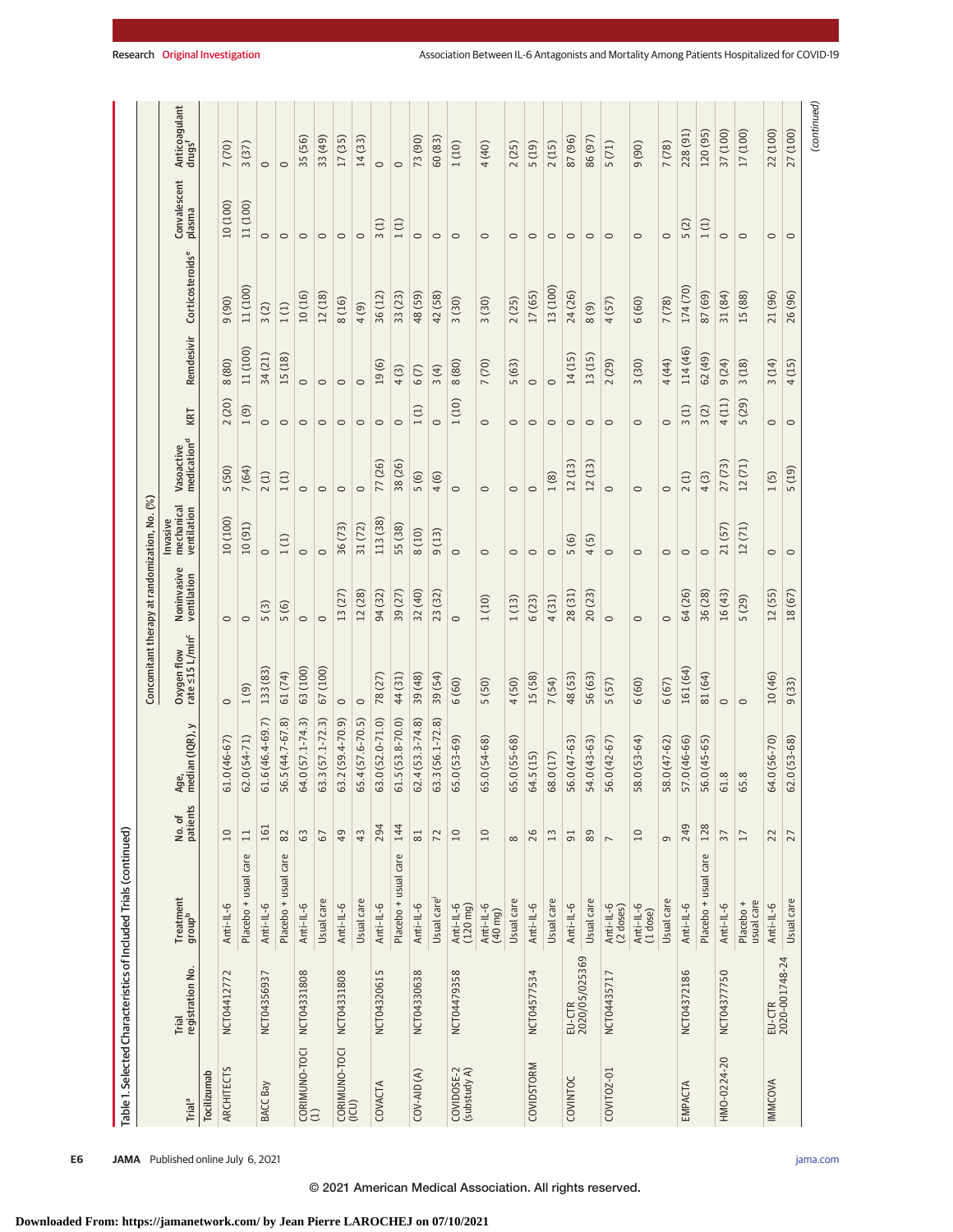Table 1. Selected Characteristics of Included Trials (continued)

| Trial[a] | Trial registration No. | Treatment group[b] | No. of patients | Age, median (IQR), y | Concomitant therapy at randomization, No. (%) | | | | | | | | | |
|---|---|---|---|---|---|---|---|---|---|---|---|---|---|---|
| | | | | | Oxygen flow rate ≤15 L/min[c] | Noninvasive ventilation | Invasive mechanical ventilation | Vasoactive medication[d] | KRT | Remdesivir | Corticosteroids[e] | Convalescent plasma | Anticoagulant drugs[f] |
| **Tocilizumab** | | | | | | | | | | | | | |
| ARCHITECTS | NCT04412772 | Anti-IL-6 | 10 | 61.0 (46-67) | 0 | 0 | 10 (100) | 5 (50) | 2 (20) | 8 (80) | 9 (90) | 10 (100) | 7 (70) |
| | | Placebo + usual care | 11 | 62.0 (54-71) | 1 (9) | 0 | 10 (91) | 7 (64) | 1 (9) | 11 (100) | 11 (100) | 11 (100) | 3 (37) |
| BACC Bay | NCT04356937 | Anti-IL-6 | 161 | 61.6 (46.4-69.7) | 133 (83) | 5 (3) | 0 | 2 (1) | 0 | 34 (21) | 3 (2) | 0 | 0 |
| | | Placebo + usual care | 82 | 56.5 (44.7-67.8) | 61 (74) | 5 (6) | 1 (1) | 1 (1) | 0 | 15 (18) | 1 (1) | 0 | 0 |
| CORIMUNO-TOCI (1) | NCT04331808 | Anti-IL-6 | 63 | 64.0 (57.1-74.3) | 63 (100) | 0 | 0 | 0 | 0 | 0 | 10 (16) | 0 | 35 (56) |
| | | Usual care | 67 | 63.3 (57.1-72.3) | 67 (100) | 0 | 0 | 0 | 0 | 0 | 12 (18) | 0 | 33 (49) |
| CORIMUNO-TOCI (ICU) | NCT04331808 | Anti-IL-6 | 49 | 63.2 (59.4-70.9) | 0 | 13 (27) | 36 (73) | 0 | 0 | 0 | 8 (16) | 0 | 17 (35) |
| | | Usual care | 43 | 65.4 (57.6-70.5) | 0 | 12 (28) | 31 (72) | 0 | 0 | 0 | 4 (9) | 0 | 14 (33) |
| COVACTA | NCT04320615 | Anti-IL-6 | 294 | 63.0 (52.0-71.0) | 78 (27) | 94 (32) | 113 (38) | 77 (26) | 0 | 19 (6) | 36 (12) | 3 (1) | 0 |
| | | Placebo + usual care | 144 | 61.5 (53.8-70.0) | 44 (31) | 39 (27) | 55 (38) | 38 (26) | 0 | 4 (3) | 33 (23) | 1 (1) | 0 |
| COV-AID (A) | NCT04330638 | Anti-IL-6 | 81 | 62.4 (53.3-74.8) | 39 (48) | 32 (40) | 8 (10) | 5 (6) | 1 (1) | 6 (7) | 48 (59) | 0 | 73 (90) |
| | | Usual care[i] | 72 | 63.3 (56.1-72.8) | 39 (54) | 23 (32) | 9 (13) | 4 (6) | 0 | 3 (4) | 42 (58) | 0 | 60 (83) |
| COVIDOSE-2 (substudy A) | NCT04479358 | Anti-IL-6 (120 mg) | 10 | 65.0 (53-69) | 6 (60) | 0 | 0 | 0 | 1 (10) | 8 (80) | 3 (30) | 0 | 1 (10) |
| | | Anti-IL-6 (40 mg) | 10 | 65.0 (54-68) | 5 (50) | 1 (10) | 0 | 0 | 0 | 7 (70) | 3 (30) | 0 | 4 (40) |
| | | Usual care | 8 | 65.0 (55-68) | 4 (50) | 1 (13) | 0 | 0 | 0 | 5 (63) | 2 (25) | 0 | 2 (25) |
| COVIDSTORM | NCT04577534 | Anti-IL-6 | 26 | 64.5 (15) | 15 (58) | 6 (23) | 0 | 0 | 0 | 0 | 17 (65) | 0 | 5 (19) |
| | | Usual care | 13 | 68.0 (17) | 7 (54) | 4 (31) | 0 | 1 (8) | 0 | 0 | 13 (100) | 0 | 2 (15) |
| COVINTOC | EU-CTR 2020/05/025369 | Anti-IL-6 | 91 | 56.0 (47-63) | 48 (53) | 28 (31) | 5 (6) | 12 (13) | 0 | 14 (15) | 24 (26) | 0 | 87 (96) |
| | | Usual care | 89 | 54.0 (43-63) | 56 (63) | 20 (23) | 4 (5) | 12 (13) | 0 | 13 (15) | 8 (9) | 0 | 86 (97) |
| COVITOZ-01 | NCT04435717 | Anti-IL-6 (2 doses) | 7 | 56.0 (42-67) | 5 (57) | 0 | 0 | 0 | 0 | 2 (29) | 4 (57) | 0 | 5 (71) |
| | | Anti-IL-6 (1 dose) | 10 | 58.0 (53-64) | 6 (60) | 0 | 0 | 0 | 0 | 3 (30) | 6 (60) | 0 | 9 (90) |
| | | Usual care | 9 | 58.0 (47-62) | 6 (67) | 0 | 0 | 0 | 0 | 4 (44) | 7 (78) | 0 | 7 (78) |
| EMPACTA | NCT04372186 | Anti-IL-6 | 249 | 57.0 (46-66) | 161 (64) | 64 (26) | 0 | 2 (1) | 3 (1) | 114 (46) | 174 (70) | 5 (2) | 228 (91) |
| | | Placebo + usual care | 128 | 56.0 (45-65) | 81 (64) | 36 (28) | 0 | 4 (3) | 3 (2) | 62 (49) | 87 (69) | 1 (1) | 120 (95) |
| HMO-0224-20 | NCT04377750 | Anti-IL-6 | 37 | 61.8 | 0 | 16 (43) | 21 (57) | 27 (73) | 4 (11) | 9 (24) | 31 (84) | 0 | 37 (100) |
| | | Placebo + usual care | 17 | 65.8 | 0 | 5 (29) | 12 (71) | 12 (71) | 5 (29) | 3 (18) | 15 (88) | 0 | 17 (100) |
| IMMCOVA | EU-CTR 2020-001748-24 | Anti-IL-6 | 22 | 64.0 (56-70) | 10 (46) | 12 (55) | 0 | 1 (5) | 0 | 3 (14) | 21 (96) | 0 | 22 (100) |
| | | Usual care | 27 | 62.0 (53-68) | 9 (33) | 18 (67) | 0 | 5 (19) | 0 | 4 (15) | 26 (96) | 0 | 27 (100) |

(continued)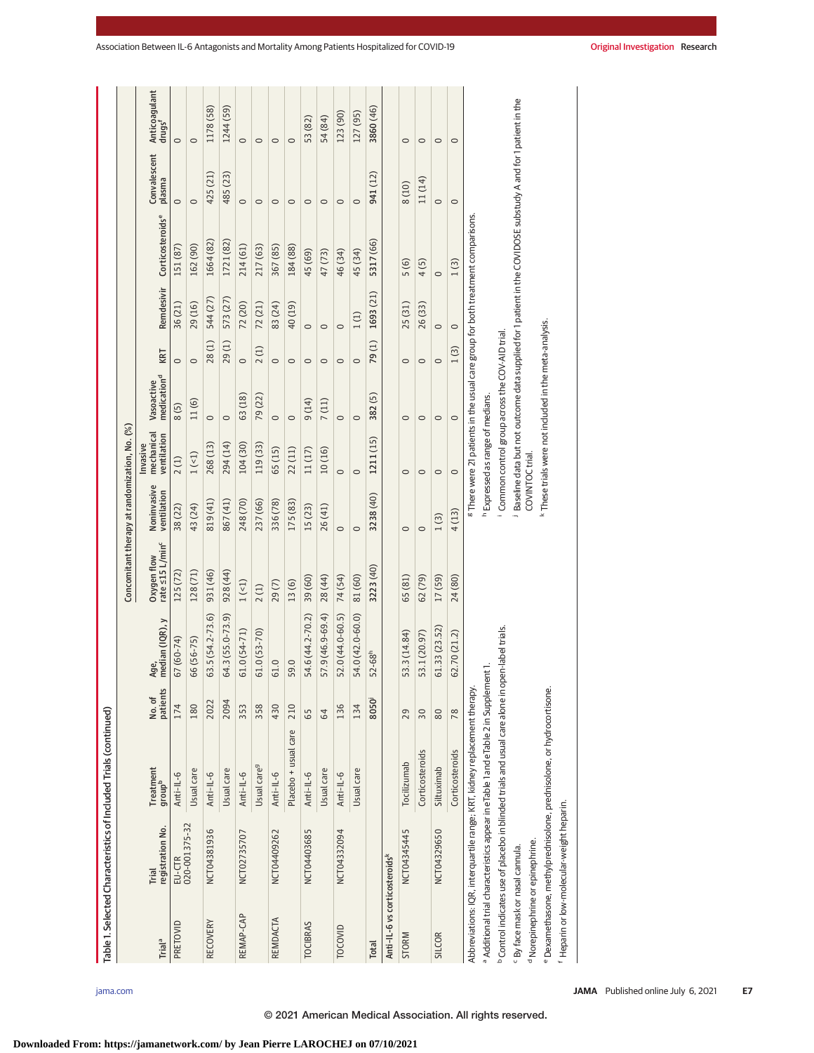Table 1. Selected Characteristics of Included Trials (continued)

| Trial[a] | Trial registration No. | Treatment group[b] | No. of patients | Age, median (IQR), y | Concomitant therapy at randomization, No. (%) | | | | | | | | | |
|---|---|---|---|---|---|---|---|---|---|---|---|---|---|---|
| | | | | | Oxygen flow rate ≤15 L/min[c] | Noninvasive ventilation | Invasive mechanical ventilation | Vasoactive medication[d] | KRT | Remdesivir | Corticosteroids[e] | Convalescent plasma | Anticoagulant drugs[f] |
| PRETOVID | EU-CTR 020-001375-32 | Anti-IL-6 | 174 | 67 (60-74) | 125 (72) | 38 (22) | 2 (1) | 8 (5) | 0 | 36 (21) | 151 (87) | 0 | 0 |
| | | Usual care | 180 | 66 (56-75) | 128 (71) | 43 (24) | 1 (<1) | 11 (6) | 0 | 29 (16) | 162 (90) | 0 | 0 |
| RECOVERY | NCT04381936 | Anti-IL-6 | 2022 | 63.5 (54.2-73.6) | 931 (46) | 819 (41) | 268 (13) | 0 | 28 (1) | 544 (27) | 1664 (82) | 425 (21) | 1178 (58) |
| | | Usual care | 2094 | 64.3 (55.0-73.9) | 928 (44) | 867 (41) | 294 (14) | 0 | 29 (1) | 573 (27) | 1721 (82) | 485 (23) | 1244 (59) |
| REMAP-CAP | NCT02735707 | Anti-IL-6 | 353 | 61.0 (54-71) | 1 (<1) | 248 (70) | 104 (30) | 63 (18) | 0 | 72 (20) | 214 (61) | 0 | 0 |
| | | Usual care[g] | 358 | 61.0 (53-70) | 2 (1) | 237 (66) | 119 (33) | 79 (22) | 2 (1) | 72 (21) | 217 (63) | 0 | 0 |
| REMDACTA | NCT04409262 | Anti-IL-6 | 430 | 61.0 | 29 (7) | 336 (78) | 65 (15) | 0 | 0 | 83 (24) | 367 (85) | 0 | 0 |
| | | Placebo + usual care | 210 | 59.0 | 13 (6) | 175 (83) | 22 (11) | 0 | 0 | 40 (19) | 184 (88) | 0 | 0 |
| TOCIBRAS | NCT04403685 | Anti-IL-6 | 65 | 54.6 (44.2-70.2) | 39 (60) | 15 (23) | 11 (17) | 9 (14) | 0 | 0 | 45 (69) | 0 | 53 (82) |
| | | Usual care | 64 | 57.9 (46.9-69.4) | 28 (44) | 26 (41) | 10 (16) | 7 (11) | 0 | 0 | 47 (73) | 0 | 54 (84) |
| TOCOVID | NCT04332094 | Anti-IL-6 | 136 | 52.0 (44.0-60.5) | 74 (54) | 0 | 0 | 0 | 0 | 0 | 46 (34) | 0 | 123 (90) |
| | | Usual care | 134 | 54.0 (42.0-60.0) | 81 (60) | 0 | 0 | 0 | 0 | 1 (1) | 45 (34) | 0 | 127 (95) |
| Total | | | 8050[j] | 52-68[h] | 3223 (40) | 3238 (40) | 1211 (15) | 382 (5) | 79 (1) | 1693 (21) | 5317 (66) | 941 (12) | 3860 (46) |
| Anti-IL-6 vs corticosteroids[k] | | | | | | | | | | | | | |
| STORM | NCT04345445 | Tocilizumab | 29 | 53.3 (14.84) | 65 (81) | 0 | 0 | 0 | 0 | 25 (31) | 5 (6) | 8 (10) | 0 |
| | | Corticosteroids | 30 | 53.1 (20.97) | 62 (79) | 0 | 0 | 0 | 0 | 26 (33) | 4 (5) | 11 (14) | 0 |
| SILCOR | NCT04329650 | Siltuximab | 80 | 61.33 (23.52) | 17 (59) | 1 (3) | 0 | 0 | 0 | 0 | 0 | 0 | 0 |
| | | Corticosteroids | 78 | 62.70 (21.2) | 24 (80) | 4 (13) | 0 | 0 | 1 (3) | 0 | 1 (3) | 0 | 0 |

Abbreviations: IQR, interquartile range; KRT, kidney replacement therapy.

[a] Additional trial characteristics appear in eTable 1 and eTable 2 in Supplement 1.

[b] Control indicates use of placebo in blinded trials and usual care alone in open-label trials.

[c] By face mask or nasal cannula.

[d] Norepinephrine or epinephrine.

[e] Dexamethasone, methylprednisolone, prednisolone, or hydrocortisone.

[f] Heparin or low-molecular-weight heparin.

[g] There were 21 patients in the usual care group for both treatment comparisons.

[h] Expressed as range of medians.

[i] Common control group across the COV-AID trial.

[j] Baseline data but not outcome data supplied for 1 patient in the COVIDOSE substudy A and for 1 patient in the COVINTOC trial.

[k] These trials were not included in the meta-analysis.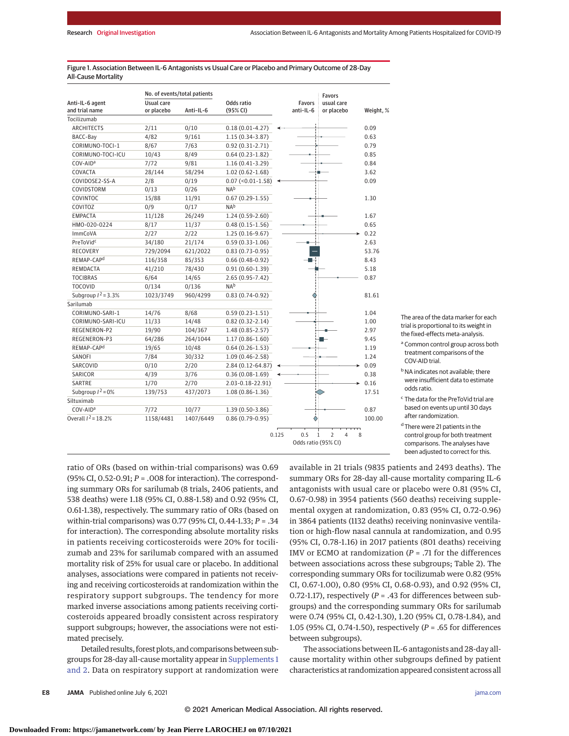Figure 1. Association Between IL-6 Antagonists vs Usual Care or Placebo and Primary Outcome of 28-Day All-Cause Mortality

| Anti-IL-6 agent and trial name | No. of events/total patients: Usual care or placebo | No. of events/total patients: Anti-IL-6 | Odds ratio (95% CI) | Weight, % |
|---|---|---|---|---|
| **Tocilizumab** | | | | |
| ARCHITECTS | 2/11 | 0/10 | 0.18 (0.01-4.27) | 0.09 |
| BACC-Bay | 4/82 | 9/161 | 1.15 (0.34-3.87) | 0.63 |
| CORIMUNO-TOCI-1 | 8/67 | 7/63 | 0.92 (0.31-2.71) | 0.79 |
| CORIMUNO-TOCI-ICU | 10/43 | 8/49 | 0.64 (0.23-1.82) | 0.85 |
| COV-AID[a] | 7/72 | 9/81 | 1.16 (0.41-3.29) | 0.84 |
| COVACTA | 28/144 | 58/294 | 1.02 (0.62-1.68) | 3.62 |
| COVIDOSE2-SS-A | 2/8 | 0/19 | 0.07 (<0.01-1.58) | 0.09 |
| COVIDSTORM | 0/13 | 0/26 | NA[b] | |
| COVINTOC | 15/88 | 11/91 | 0.67 (0.29-1.55) | 1.30 |
| COVITOZ | 0/9 | 0/17 | NA[b] | |
| EMPACTA | 11/128 | 26/249 | 1.24 (0.59-2.60) | 1.67 |
| HMO-020-0224 | 8/17 | 11/37 | 0.48 (0.15-1.56) | 0.65 |
| ImmCoVA | 2/27 | 2/22 | 1.25 (0.16-9.67) | 0.22 |
| PreToVid[c] | 34/180 | 21/174 | 0.59 (0.33-1.06) | 2.63 |
| RECOVERY | 729/2094 | 621/2022 | 0.83 (0.73-0.95) | 53.76 |
| REMAP-CAP[d] | 116/358 | 85/353 | 0.66 (0.48-0.92) | 8.43 |
| REMDACTA | 41/210 | 78/430 | 0.91 (0.60-1.39) | 5.18 |
| TOCIBRAS | 6/64 | 14/65 | 2.65 (0.95-7.42) | 0.87 |
| TOCOVID | 0/134 | 0/136 | NA[b] | |
| Subgroup $I^2$ = 3.3% | 1023/3749 | 960/4299 | 0.83 (0.74-0.92) | 81.61 |
| **Sarilumab** | | | | |
| CORIMUNO-SARI-1 | 14/76 | 8/68 | 0.59 (0.23-1.51) | 1.04 |
| CORIMUNO-SARI-ICU | 11/33 | 14/48 | 0.82 (0.32-2.14) | 1.00 |
| REGENERON-P2 | 19/90 | 104/367 | 1.48 (0.85-2.57) | 2.97 |
| REGENERON-P3 | 64/286 | 264/1044 | 1.17 (0.86-1.60) | 9.45 |
| REMAP-CAP[d] | 19/65 | 10/48 | 0.64 (0.26-1.53) | 1.19 |
| SANOFI | 7/84 | 30/332 | 1.09 (0.46-2.58) | 1.24 |
| SARCOVID | 0/10 | 2/20 | 2.84 (0.12-64.87) | 0.09 |
| SARICOR | 4/39 | 3/76 | 0.36 (0.08-1.69) | 0.38 |
| SARTRE | 1/70 | 2/70 | 2.03-0.18-22.91) | 0.16 |
| Subgroup $I^2$ = 0% | 139/753 | 437/2073 | 1.08 (0.86-1.36) | 17.51 |
| **Siltuximab** | | | | |
| COV-AID[a] | 7/72 | 10/77 | 1.39 (0.50-3.86) | 0.87 |
| Overall $I^2$ = 18.2% | 1158/4481 | 1407/6449 | 0.86 (0.79-0.95) | 100.00 |

The area of the data marker for each trial is proportional to its weight in the fixed-effects meta-analysis.

[a] Common control group across both treatment comparisons of the COV-AID trial.

[b] NA indicates not available; there were insufficient data to estimate odds ratio.

[c] The data for the PreToVid trial are based on events up until 30 days after randomization.

[d] There were 21 patients in the control group for both treatment comparisons. The analyses have been adjusted to correct for this.

ratio of ORs (based on within-trial comparisons) was 0.69 (95% CI, 0.52-0.91; *P* = .008 for interaction). The corresponding summary ORs for sarilumab (8 trials, 2406 patients, and 538 deaths) were 1.18 (95% CI, 0.88-1.58) and 0.92 (95% CI, 0.61-1.38), respectively. The summary ratio of ORs (based on within-trial comparisons) was 0.77 (95% CI, 0.44-1.33; *P* = .34 for interaction). The corresponding absolute mortality risks in patients receiving corticosteroids were 20% for tocilizumab and 23% for sarilumab compared with an assumed mortality risk of 25% for usual care or placebo. In additional analyses, associations were compared in patients not receiving and receiving corticosteroids at randomization within the respiratory support subgroups. The tendency for more marked inverse associations among patients receiving corticosteroids appeared broadly consistent across respiratory support subgroups; however, the associations were not estimated precisely.

Detailed results, forest plots, and comparisons between subgroups for 28-day all-cause mortality appear in Supplements 1 and 2. Data on respiratory support at randomization were available in 21 trials (9835 patients and 2493 deaths). The summary ORs for 28-day all-cause mortality comparing IL-6 antagonists with usual care or placebo were 0.81 (95% CI, 0.67-0.98) in 3954 patients (560 deaths) receiving supplemental oxygen at randomization, 0.83 (95% CI, 0.72-0.96) in 3864 patients (1132 deaths) receiving noninvasive ventilation or high-flow nasal cannula at randomization, and 0.95 (95% CI, 0.78-1.16) in 2017 patients (801 deaths) receiving IMV or ECMO at randomization (*P* = .71 for the differences between associations across these subgroups; Table 2). The corresponding summary ORs for tocilizumab were 0.82 (95% CI, 0.67-1.00), 0.80 (95% CI, 0.68-0.93), and 0.92 (95% CI, 0.72-1.17), respectively (*P* = .43 for differences between subgroups) and the corresponding summary ORs for sarilumab were 0.74 (95% CI, 0.42-1.30), 1.20 (95% CI, 0.78-1.84), and 1.05 (95% CI, 0.74-1.50), respectively (*P* = .65 for differences between subgroups).

The associations between IL-6 antagonists and 28-day all-cause mortality within other subgroups defined by patient characteristics at randomization appeared consistent across all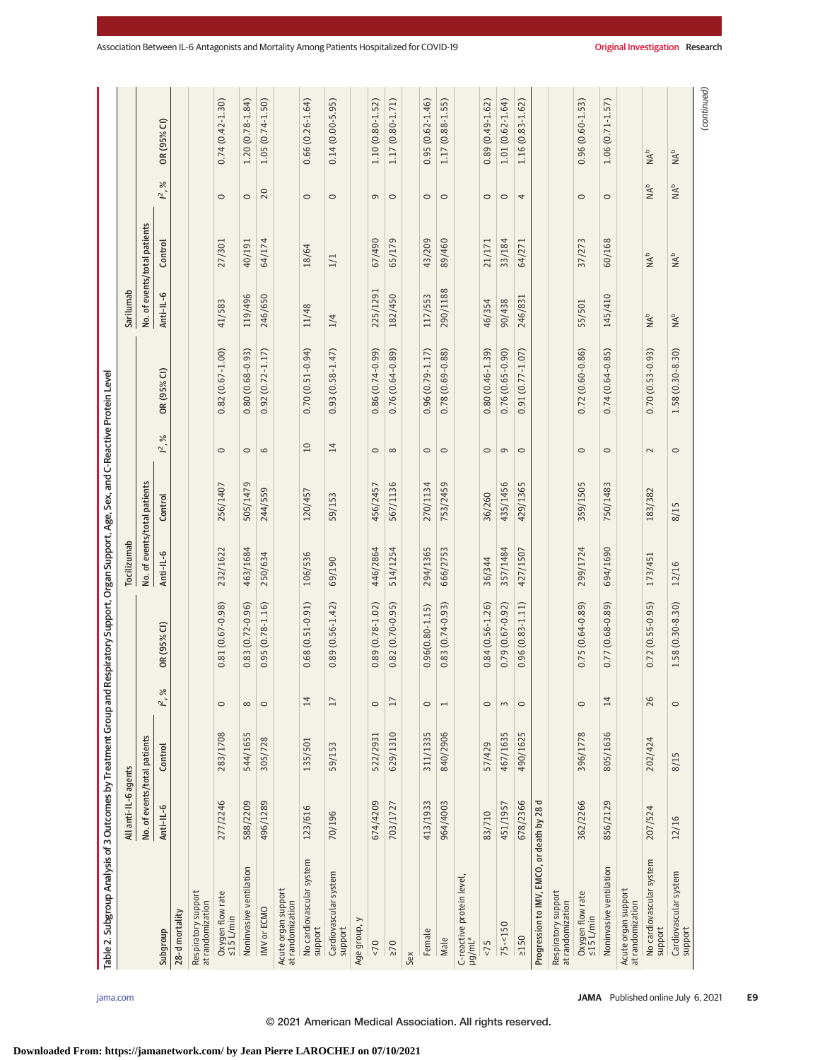Table 2. Subgroup Analysis of 3 Outcomes by Treatment Group and Respiratory Support, Organ Support, Age, Sex, and C-Reactive Protein Level

| Subgroup | All anti-IL-6 agents | | | | Tocilizumab | | | | Sarilumab | | | |
|---|---|---|---|---|---|---|---|---|---|---|---|---|
| | No. of events/total patients | | | | No. of events/total patients | | | | No. of events/total patients | | | |
| | Anti-IL-6 | Control | $I^2$, % | OR (95% CI) | Anti-IL-6 | Control | $I^2$, % | OR (95% CI) | Anti-IL-6 | Control | $I^2$, % | OR (95% CI) |
| **28-d mortality** | | | | | | | | | | | | |
| Respiratory support at randomization | | | | | | | | | | | | |
| Oxygen flow rate ≤15 L/min | 277/2246 | 283/1708 | 0 | 0.81 (0.67-0.98) | 232/1622 | 256/1407 | 0 | 0.82 (0.67-1.00) | 41/583 | 27/301 | 0 | 0.74 (0.42-1.30) |
| Noninvasive ventilation | 588/2209 | 544/1655 | 8 | 0.83 (0.72-0.96) | 463/1684 | 505/1479 | 0 | 0.80 (0.68-0.93) | 119/496 | 40/191 | 0 | 1.20 (0.78-1.84) |
| IMV or ECMO | 496/1289 | 305/728 | 0 | 0.95 (0.78-1.16) | 250/634 | 244/559 | 6 | 0.92 (0.72-1.17) | 246/650 | 64/174 | 20 | 1.05 (0.74-1.50) |
| Acute organ support at randomization | | | | | | | | | | | | |
| No cardiovascular system support | 123/616 | 135/501 | 14 | 0.68 (0.51-0.91) | 106/536 | 120/457 | 10 | 0.70 (0.51-0.94) | 11/48 | 18/64 | 0 | 0.66 (0.26-1.64) |
| Cardiovascular system support | 70/196 | 59/153 | 17 | 0.89 (0.56-1.42) | 69/190 | 59/153 | 14 | 0.93 (0.58-1.47) | 1/4 | 1/1 | 0 | 0.14 (0.00-5.95) |
| Age group, y | | | | | | | | | | | | |
| <70 | 674/4209 | 522/2931 | 0 | 0.89 (0.78-1.02) | 446/2864 | 456/2457 | 0 | 0.86 (0.74-0.99) | 225/1291 | 67/490 | 9 | 1.10 (0.80-1.52) |
| ≥70 | 703/1727 | 629/1310 | 17 | 0.82 (0.70-0.95) | 514/1254 | 567/1136 | 8 | 0.76 (0.64-0.89) | 182/450 | 65/179 | 0 | 1.17 (0.80-1.71) |
| Sex | | | | | | | | | | | | |
| Female | 413/1933 | 311/1335 | 0 | 0.96(0.80-1.15) | 294/1365 | 270/1134 | 0 | 0.96 (0.79-1.17) | 117/553 | 43/209 | 0 | 0.95 (0.62-1.46) |
| Male | 964/4003 | 840/2906 | 1 | 0.83 (0.74-0.93) | 666/2753 | 753/2459 | 0 | 0.78 (0.69-0.88) | 290/1188 | 89/460 | 0 | 1.17 (0.88-1.55) |
| C-reactive protein level, μg/mL[a] | | | | | | | | | | | | |
| <75 | 83/710 | 57/429 | 0 | 0.84 (0.56-1.26) | 36/344 | 36/260 | 0 | 0.80 (0.46-1.39) | 46/354 | 21/171 | 0 | 0.89 (0.49-1.62) |
| 75-<150 | 451/1957 | 467/1635 | 3 | 0.79 (0.67-0.92) | 357/1484 | 435/1456 | 9 | 0.76 (0.65-0.90) | 90/438 | 33/184 | 0 | 1.01 (0.62-1.64) |
| ≥150 | 678/2366 | 490/1625 | 0 | 0.96 (0.83-1.11) | 427/1507 | 429/1365 | 0 | 0.91 (0.77-1.07) | 246/831 | 64/271 | 4 | 1.16 (0.83-1.62) |
| **Progression to IMV, EMCO, or death by 28 d** | | | | | | | | | | | | |
| Respiratory support at randomization | | | | | | | | | | | | |
| Oxygen flow rate ≤15 L/min | 362/2266 | 396/1778 | 0 | 0.75 (0.64-0.89) | 299/1724 | 359/1505 | 0 | 0.72 (0.60-0.86) | 55/501 | 37/273 | 0 | 0.96 (0.60-1.53) |
| Noninvasive ventilation | 856/2129 | 805/1636 | 14 | 0.77 (0.68-0.89) | 694/1690 | 750/1483 | 0 | 0.74 (0.64-0.85) | 145/410 | 60/168 | 0 | 1.06 (0.71-1.57) |
| Acute organ support at randomization | | | | | | | | | | | | |
| No cardiovascular system support | 207/524 | 202/424 | 26 | 0.72 (0.55-0.95) | 173/451 | 183/382 | 2 | 0.70 (0.53-0.93) | NA[b] | NA[b] | NA[b] | NA[b] |
| Cardiovascular system support | 12/16 | 8/15 | 0 | 1.58 (0.30-8.30) | 12/16 | 8/15 | 0 | 1.58 (0.30-8.30) | NA[b] | NA[b] | NA[b] | NA[b] |

(continued)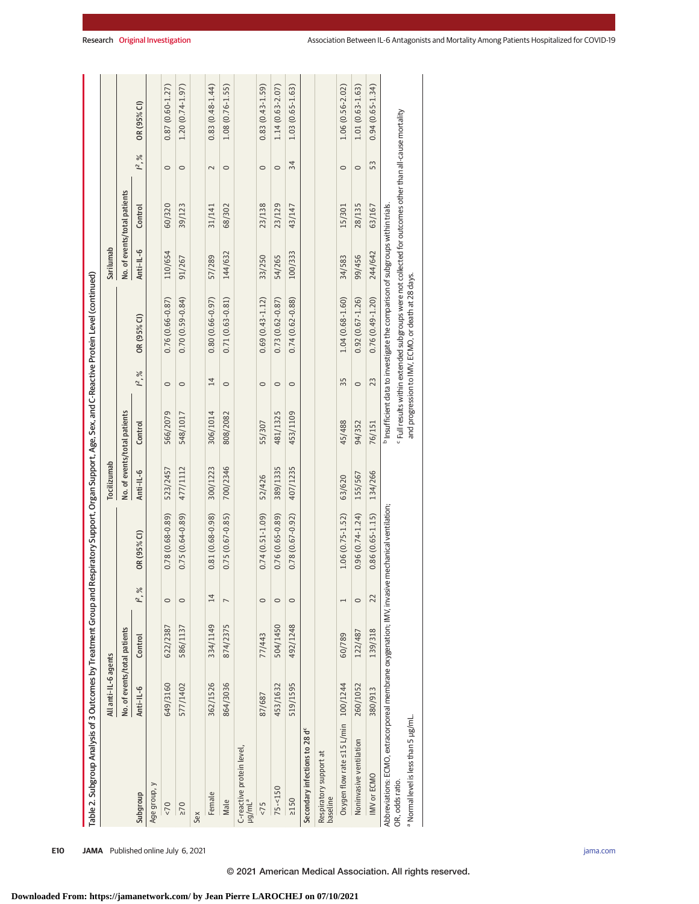Table 2. Subgroup Analysis of 3 Outcomes by Treatment Group and Respiratory Support, Organ Support, Age, Sex, and C-Reactive Protein Level (continued)

| Subgroup | All anti-IL-6 agents | | | | Tocilizumab | | | | Sarilumab | | | |
|---|---|---|---|---|---|---|---|---|---|---|---|---|
| | No. of events/total patients | | | | No. of events/total patients | | | | No. of events/total patients | | | |
| | Anti-IL-6 | Control | $I^2$, % | OR (95% CI) | Anti-IL-6 | Control | $I^2$, % | OR (95% CI) | Anti-IL-6 | Control | $I^2$, % | OR (95% CI) |
| Age group, y | | | | | | | | | | | | |
| <70 | 649/3160 | 622/2387 | 0 | 0.78 (0.68-0.89) | 523/2457 | 566/2079 | 0 | 0.76 (0.66-0.87) | 110/654 | 60/320 | 0 | 0.87 (0.60-1.27) |
| ≥70 | 577/1402 | 586/1137 | 0 | 0.75 (0.64-0.89) | 477/1112 | 548/1017 | 0 | 0.70 (0.59-0.84) | 91/267 | 39/123 | 0 | 1.20 (0.74-1.97) |
| Sex | | | | | | | | | | | | |
| Female | 362/1526 | 334/1149 | 14 | 0.81 (0.68-0.98) | 300/1223 | 306/1014 | 14 | 0.80 (0.66-0.97) | 57/289 | 31/141 | 2 | 0.83 (0.48-1.44) |
| Male | 864/3036 | 874/2375 | 7 | 0.75 (0.67-0.85) | 700/2346 | 808/2082 | 0 | 0.71 (0.63-0.81) | 144/632 | 68/302 | 0 | 1.08 (0.76-1.55) |
| C-reactive protein level, μg/mL[a] | | | | | | | | | | | | |
| <75 | 87/687 | 77/443 | 0 | 0.74 (0.51-1.09) | 52/426 | 55/307 | 0 | 0.69 (0.43-1.12) | 33/250 | 23/138 | 0 | 0.83 (0.43-1.59) |
| 75-<150 | 453/1632 | 504/1450 | 0 | 0.76 (0.65-0.89) | 389/1335 | 481/1325 | 0 | 0.73 (0.62-0.87) | 54/265 | 23/129 | 0 | 1.14 (0.63-2.07) |
| ≥150 | 519/1595 | 492/1248 | 0 | 0.78 (0.67-0.92) | 407/1235 | 453/1109 | 0 | 0.74 (0.62-0.88) | 100/333 | 43/147 | 34 | 1.03 (0.65-1.63) |
| Secondary infections to 28 d[c] | | | | | | | | | | | | |
| Respiratory support at baseline | | | | | | | | | | | | |
| Oxygen flow rate ≤15 L/min | 100/1244 | 60/789 | 1 | 1.06 (0.75-1.52) | 63/620 | 45/488 | 35 | 1.04 (0.68-1.60) | 34/583 | 15/301 | 0 | 1.06 (0.56-2.02) |
| Noninvasive ventilation | 260/1052 | 122/487 | 0 | 0.96 (0.74-1.24) | 155/567 | 94/352 | 0 | 0.92 (0.67-1.26) | 99/456 | 28/135 | 0 | 1.01 (0.63-1.63) |
| IMV or ECMO | 380/913 | 139/318 | 22 | 0.86 (0.65-1.15) | 134/266 | 76/151 | 23 | 0.76 (0.49-1.20) | 244/642 | 63/167 | 53 | 0.94 (0.65-1.34) |

Abbreviations: ECMO, extracorporeal membrane oxygenation; IMV, invasive mechanical ventilation; OR, odds ratio.

[a] Normal level is less than 5 μg/mL.

[b] Insufficient data to investigate the comparison of subgroups within trials.

[c] Full results within extended subgroups were not collected for outcomes other than all-cause mortality and progression to IMV, ECMO, or death at 28 days.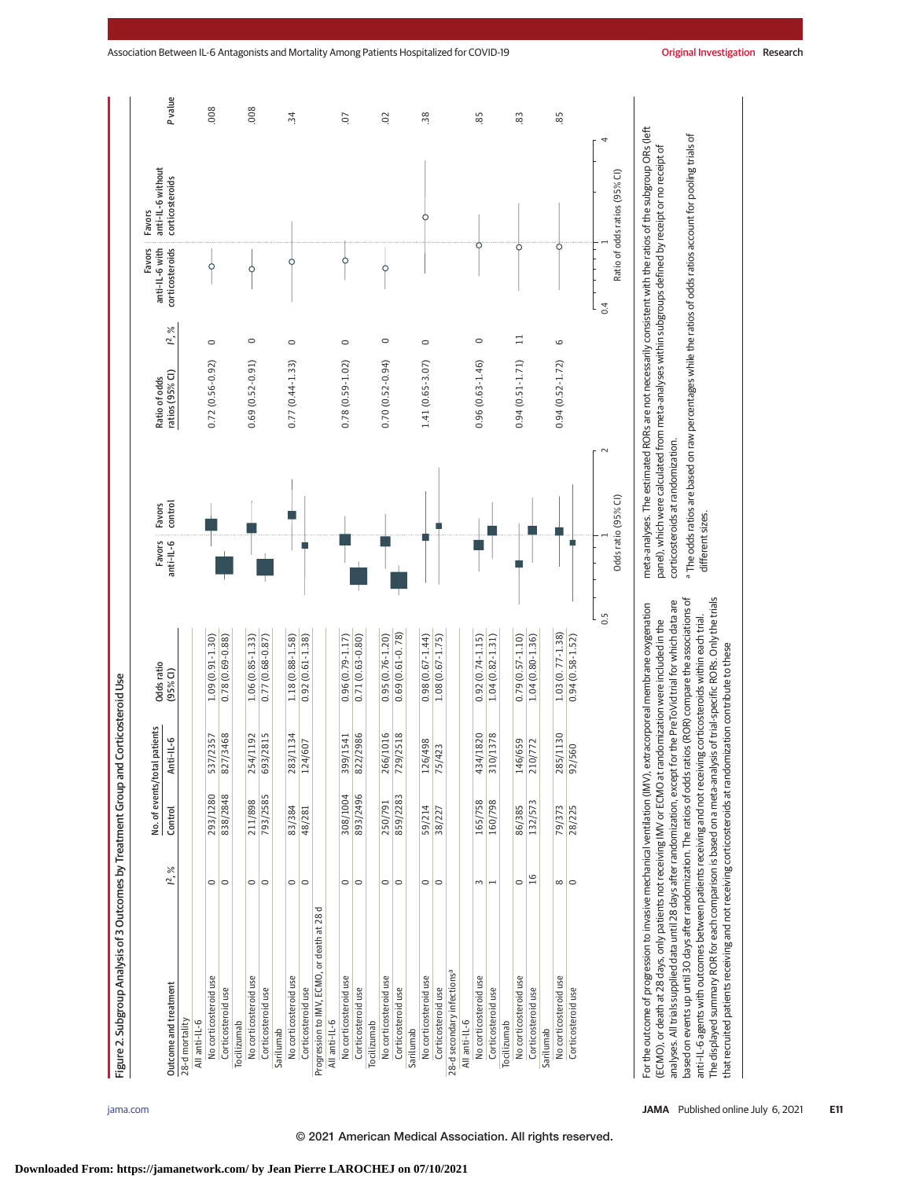Figure 2. Subgroup Analysis of 3 Outcomes by Treatment Group and Corticosteroid Use

| Outcome and treatment | $I^2$, % | No. of events/total patients: Control | No. of events/total patients: Anti-IL-6 | Odds ratio (95% CI) | Ratio of odds ratios (95% CI) | $I^2$, % | P value |
|---|---|---|---|---|---|---|---|
| **28-d mortality** | | | | | | | |
| All anti-IL-6 | | | | | | | |
| No corticosteroid use | 0 | 293/1280 | 537/2357 | 1.09 (0.91-1.30) | 0.72 (0.56-0.92) | 0 | .008 |
| Corticosteroid use | 0 | 838/2848 | 827/3468 | 0.78 (0.69-0.88) | | | |
| Tocilizumab | | | | | | | |
| No corticosteroid use | 0 | 211/898 | 254/1192 | 1.06 (0.85-1.33) | 0.69 (0.52-0.91) | 0 | .008 |
| Corticosteroid use | 0 | 793/2585 | 693/2815 | 0.77 (0.68-0.87) | | | |
| Sarilumab | | | | | | | |
| No corticosteroid use | 0 | 83/384 | 283/1134 | 1.18 (0.88-1.58) | 0.77 (0.44-1.33) | 0 | .34 |
| Corticosteroid use | 0 | 48/281 | 124/607 | 0.92 (0.61-1.38) | | | |
| **Progression to IMV, ECMO, or death at 28 d** | | | | | | | |
| All anti-IL-6 | | | | | | | |
| No corticosteroid use | 0 | 308/1004 | 399/1541 | 0.96 (0.79-1.17) | 0.78 (0.59-1.02) | 0 | .07 |
| Corticosteroid use | 0 | 893/2496 | 822/2986 | 0.71 (0.63-0.80) | | | |
| Tocilizumab | | | | | | | |
| No corticosteroid use | 0 | 250/791 | 266/1016 | 0.95 (0.76-1.20) | 0.70 (0.52-0.94) | 0 | .02 |
| Corticosteroid use | 0 | 859/2283 | 729/2518 | 0.69 (0.61-0.78) | | | |
| Sarilumab | | | | | | | |
| No corticosteroid use | 0 | 59/214 | 126/498 | 0.98 (0.67-1.44) | 1.41 (0.65-3.07) | 0 | .38 |
| Corticosteroid use | 0 | 38/227 | 75/423 | 1.08 (0.67-1.75) | | | |
| **28-d secondary infections[a]** | | | | | | | |
| All anti-IL-6 | | | | | | | |
| No corticosteroid use | 3 | 165/758 | 434/1820 | 0.92 (0.74-1.15) | 0.96 (0.63-1.46) | 0 | .85 |
| Corticosteroid use | 1 | 160/798 | 310/1378 | 1.04 (0.82-1.31) | | | |
| Tocilizumab | | | | | | | |
| No corticosteroid use | 0 | 86/385 | 146/659 | 0.79 (0.57-1.10) | 0.94 (0.51-1.71) | 11 | .83 |
| Corticosteroid use | 16 | 132/573 | 210/772 | 1.04 (0.80-1.36) | | | |
| Sarilumab | | | | | | | |
| No corticosteroid use | 8 | 79/373 | 285/1130 | 1.03 (0.77-1.38) | 0.94 (0.52-1.72) | 6 | .85 |
| Corticosteroid use | 0 | 28/225 | 92/560 | 0.94 (0.58-1.52) | | | |

Odds ratio (95% CI): Favors anti-IL-6 / Favors control (axis 0.5 to 2). Ratio of odds ratios (95% CI): Favors anti-IL-6 with corticosteroids / Favors anti-IL-6 without corticosteroids (axis 0.4 to 4).

For the outcome of progression to invasive mechanical ventilation (IMV), extracorporeal membrane oxygenation (ECMO), or death at 28 days, only patients not receiving IMV or ECMO at randomization were included in the analyses. All trials supplied data until 28 days after randomization, except for the PreToVid trial for which data are based on events up until 30 days after randomization. The ratios of odds ratios (ROR) compare the associations of anti-IL-6 agents with outcomes between patients receiving and not receiving corticosteroids within each trial. The displayed summary ROR for each comparison is based on a meta-analysis of trial-specific RORs. Only the trials that recruited patients receiving and not receiving corticosteroids at randomization contribute to these meta-analyses. The estimated RORs are not necessarily consistent with the ratios of the subgroup ORs (left panel), which were calculated from meta-analyses within subgroups defined by receipt or no receipt of corticosteroids at randomization.

[a] The odds ratios are based on raw percentages while the ratios of odds ratios account for pooling trials of different sizes.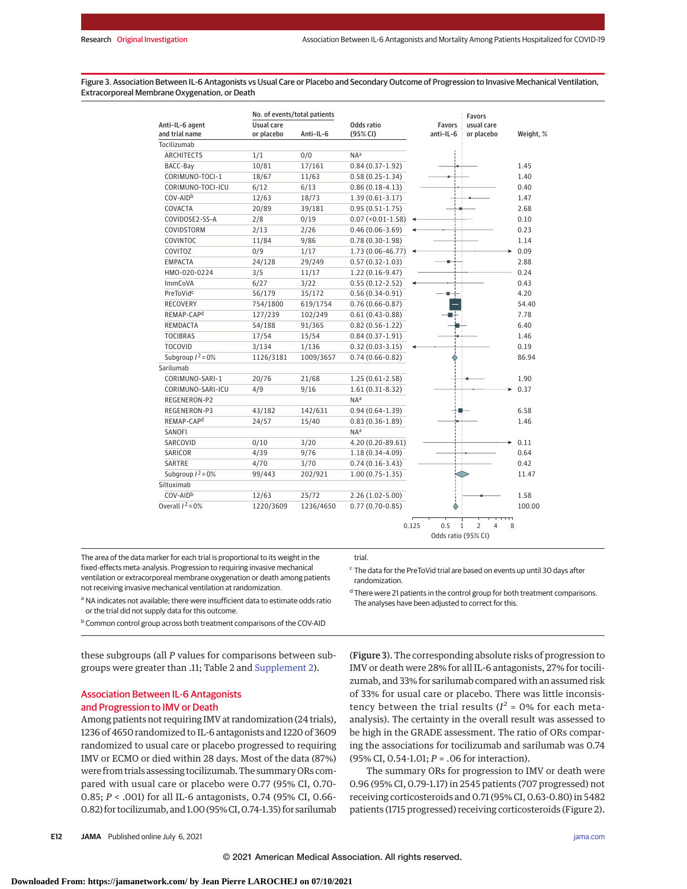Figure 3. Association Between IL-6 Antagonists vs Usual Care or Placebo and Secondary Outcome of Progression to Invasive Mechanical Ventilation, Extracorporeal Membrane Oxygenation, or Death

| Anti-IL-6 agent and trial name | No. of events/total patients: Usual care or placebo | No. of events/total patients: Anti-IL-6 | Odds ratio (95% CI) | Weight, % |
|---|---|---|---|---|
| **Tocilizumab** | | | | |
| ARCHITECTS | 1/1 | 0/0 | NA[a] | |
| BACC-Bay | 10/81 | 17/161 | 0.84 (0.37-1.92) | 1.45 |
| CORIMUNO-TOCI-1 | 18/67 | 11/63 | 0.58 (0.25-1.34) | 1.40 |
| CORIMUNO-TOCI-ICU | 6/12 | 6/13 | 0.86 (0.18-4.13) | 0.40 |
| COV-AID[b] | 12/63 | 18/73 | 1.39 (0.61-3.17) | 1.47 |
| COVACTA | 20/89 | 39/181 | 0.95 (0.51-1.75) | 2.68 |
| COVIDOSE2-SS-A | 2/8 | 0/19 | 0.07 (<0.01-1.58) | 0.10 |
| COVIDSTORM | 2/13 | 2/26 | 0.46 (0.06-3.69) | 0.23 |
| COVINTOC | 11/84 | 9/86 | 0.78 (0.30-1.98) | 1.14 |
| COVITOZ | 0/9 | 1/17 | 1.73 (0.06-46.77) | 0.09 |
| EMPACTA | 24/128 | 29/249 | 0.57 (0.32-1.03) | 2.88 |
| HMO-020-0224 | 3/5 | 11/17 | 1.22 (0.16-9.47) | 0.24 |
| ImmCoVA | 6/27 | 3/22 | 0.55 (0.12-2.52) | 0.43 |
| PreToVid[c] | 56/179 | 35/172 | 0.56 (0.34-0.91) | 4.20 |
| RECOVERY | 754/1800 | 619/1754 | 0.76 (0.66-0.87) | 54.40 |
| REMAP-CAP[d] | 127/239 | 102/249 | 0.61 (0.43-0.88) | 7.78 |
| REMDACTA | 54/188 | 91/365 | 0.82 (0.56-1.22) | 6.40 |
| TOCIBRAS | 17/54 | 15/54 | 0.84 (0.37-1.91) | 1.46 |
| TOCOVID | 3/134 | 1/136 | 0.32 (0.03-3.15) | 0.19 |
| Subgroup $I^2$ = 0% | 1126/3181 | 1009/3657 | 0.74 (0.66-0.82) | 86.94 |
| **Sarilumab** | | | | |
| CORIMUNO-SARI-1 | 20/76 | 21/68 | 1.25 (0.61-2.58) | 1.90 |
| CORIMUNO-SARI-ICU | 4/9 | 9/16 | 1.61 (0.31-8.32) | 0.37 |
| REGENERON-P2 | | | NA[a] | |
| REGENERON-P3 | 43/182 | 142/631 | 0.94 (0.64-1.39) | 6.58 |
| REMAP-CAP[d] | 24/57 | 15/40 | 0.83 (0.36-1.89) | 1.46 |
| SANOFI | | | NA[a] | |
| SARCOVID | 0/10 | 3/20 | 4.20 (0.20-89.61) | 0.11 |
| SARICOR | 4/39 | 9/76 | 1.18 (0.34-4.09) | 0.64 |
| SARTRE | 4/70 | 3/70 | 0.74 (0.16-3.43) | 0.42 |
| Subgroup $I^2$ = 0% | 99/443 | 202/921 | 1.00 (0.75-1.35) | 11.47 |
| **Siltuximab** | | | | |
| COV-AID[b] | 12/63 | 25/72 | 2.26 (1.02-5.00) | 1.58 |
| Overall $I^2$ = 0% | 1220/3609 | 1236/4650 | 0.77 (0.70-0.85) | 100.00 |

Forest plot x-axis: Odds ratio (95% CI), log scale 0.125 to 8; left of 1 favors anti-IL-6, right of 1 favors usual care or placebo.

The area of the data marker for each trial is proportional to its weight in the fixed-effects meta-analysis. Progression to requiring invasive mechanical ventilation or extracorporeal membrane oxygenation or death among patients not receiving invasive mechanical ventilation at randomization.

[a] NA indicates not available; there were insufficient data to estimate odds ratio or the trial did not supply data for this outcome.

[b] Common control group across both treatment comparisons of the COV-AID trial.

[c] The data for the PreToVid trial are based on events up until 30 days after randomization.

[d] There were 21 patients in the control group for both treatment comparisons. The analyses have been adjusted to correct for this.

these subgroups (all *P* values for comparisons between subgroups were greater than .11; Table 2 and Supplement 2).

## Association Between IL-6 Antagonists and Progression to IMV or Death

Among patients not requiring IMV at randomization (24 trials), 1236 of 4650 randomized to IL-6 antagonists and 1220 of 3609 randomized to usual care or placebo progressed to requiring IMV or ECMO or died within 28 days. Most of the data (87%) were from trials assessing tocilizumab. The summary ORs compared with usual care or placebo were 0.77 (95% CI, 0.70-0.85; *P* < .001) for all IL-6 antagonists, 0.74 (95% CI, 0.66-0.82) for tocilizumab, and 1.00 (95% CI, 0.74-1.35) for sarilumab (**Figure 3**). The corresponding absolute risks of progression to IMV or death were 28% for all IL-6 antagonists, 27% for tocilizumab, and 33% for sarilumab compared with an assumed risk of 33% for usual care or placebo. There was little inconsistency between the trial results ($I^2$ = 0% for each meta-analysis). The certainty in the overall result was assessed to be high in the GRADE assessment. The ratio of ORs comparing the associations for tocilizumab and sarilumab was 0.74 (95% CI, 0.54-1.01; *P* = .06 for interaction).

The summary ORs for progression to IMV or death were 0.96 (95% CI, 0.79-1.17) in 2545 patients (707 progressed) not receiving corticosteroids and 0.71 (95% CI, 0.63-0.80) in 5482 patients (1715 progressed) receiving corticosteroids (Figure 2).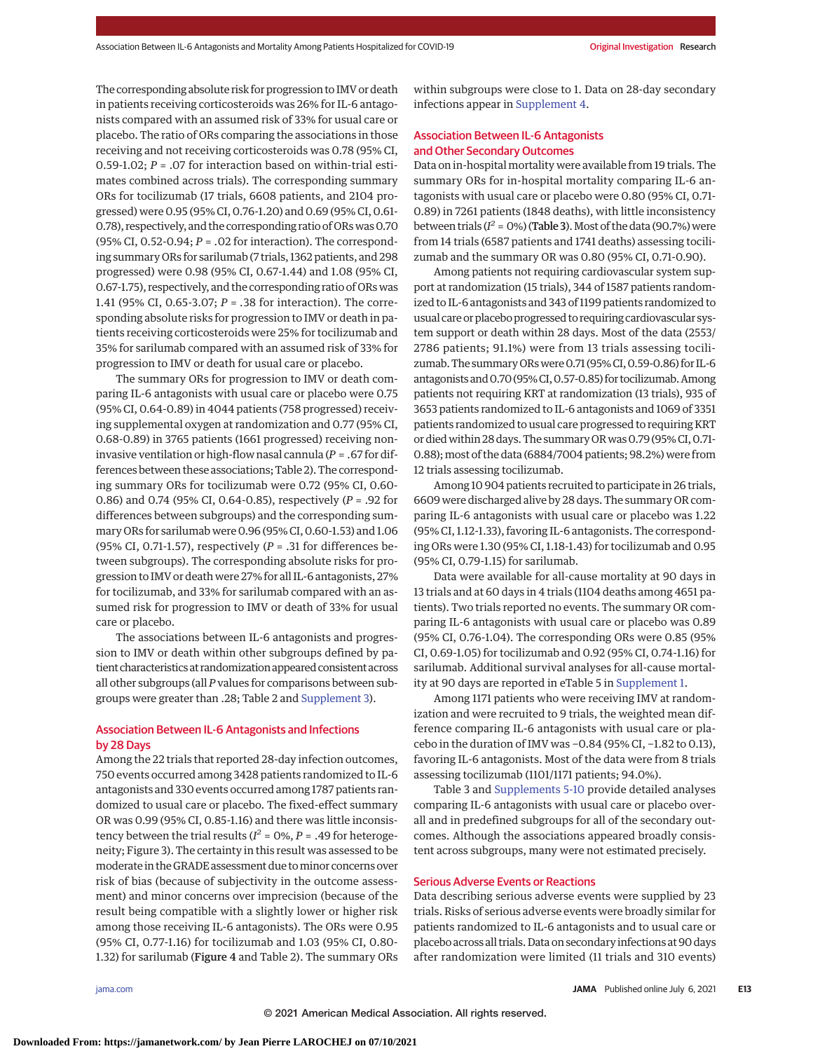The corresponding absolute risk for progression to IMV or death in patients receiving corticosteroids was 26% for IL-6 antagonists compared with an assumed risk of 33% for usual care or placebo. The ratio of ORs comparing the associations in those receiving and not receiving corticosteroids was 0.78 (95% CI, 0.59-1.02; *P* = .07 for interaction based on within-trial estimates combined across trials). The corresponding summary ORs for tocilizumab (17 trials, 6608 patients, and 2104 progressed) were 0.95 (95% CI, 0.76-1.20) and 0.69 (95% CI, 0.61-0.78), respectively, and the corresponding ratio of ORs was 0.70 (95% CI, 0.52-0.94; *P* = .02 for interaction). The corresponding summary ORs for sarilumab (7 trials, 1362 patients, and 298 progressed) were 0.98 (95% CI, 0.67-1.44) and 1.08 (95% CI, 0.67-1.75), respectively, and the corresponding ratio of ORs was 1.41 (95% CI, 0.65-3.07; *P* = .38 for interaction). The corresponding absolute risks for progression to IMV or death in patients receiving corticosteroids were 25% for tocilizumab and 35% for sarilumab compared with an assumed risk of 33% for progression to IMV or death for usual care or placebo.

The summary ORs for progression to IMV or death comparing IL-6 antagonists with usual care or placebo were 0.75 (95% CI, 0.64-0.89) in 4044 patients (758 progressed) receiving supplemental oxygen at randomization and 0.77 (95% CI, 0.68-0.89) in 3765 patients (1661 progressed) receiving noninvasive ventilation or high-flow nasal cannula (*P* = .67 for differences between these associations; Table 2). The corresponding summary ORs for tocilizumab were 0.72 (95% CI, 0.60-0.86) and 0.74 (95% CI, 0.64-0.85), respectively (*P* = .92 for differences between subgroups) and the corresponding summary ORs for sarilumab were 0.96 (95% CI, 0.60-1.53) and 1.06 (95% CI, 0.71-1.57), respectively (*P* = .31 for differences between subgroups). The corresponding absolute risks for progression to IMV or death were 27% for all IL-6 antagonists, 27% for tocilizumab, and 33% for sarilumab compared with an assumed risk for progression to IMV or death of 33% for usual care or placebo.

The associations between IL-6 antagonists and progression to IMV or death within other subgroups defined by patient characteristics at randomization appeared consistent across all other subgroups (all *P* values for comparisons between subgroups were greater than .28; Table 2 and Supplement 3).

## Association Between IL-6 Antagonists and Infections by 28 Days

Among the 22 trials that reported 28-day infection outcomes, 750 events occurred among 3428 patients randomized to IL-6 antagonists and 330 events occurred among 1787 patients randomized to usual care or placebo. The fixed-effect summary OR was 0.99 (95% CI, 0.85-1.16) and there was little inconsistency between the trial results ($I^2$ = 0%, *P* = .49 for heterogeneity; Figure 3). The certainty in this result was assessed to be moderate in the GRADE assessment due to minor concerns over risk of bias (because of subjectivity in the outcome assessment) and minor concerns over imprecision (because of the result being compatible with a slightly lower or higher risk among those receiving IL-6 antagonists). The ORs were 0.95 (95% CI, 0.77-1.16) for tocilizumab and 1.03 (95% CI, 0.80-1.32) for sarilumab (**Figure 4** and Table 2). The summary ORs within subgroups were close to 1. Data on 28-day secondary infections appear in Supplement 4.

## Association Between IL-6 Antagonists and Other Secondary Outcomes

Data on in-hospital mortality were available from 19 trials. The summary ORs for in-hospital mortality comparing IL-6 antagonists with usual care or placebo were 0.80 (95% CI, 0.71-0.89) in 7261 patients (1848 deaths), with little inconsistency between trials ($I^2$ = 0%) (**Table 3**). Most of the data (90.7%) were from 14 trials (6587 patients and 1741 deaths) assessing tocilizumab and the summary OR was 0.80 (95% CI, 0.71-0.90).

Among patients not requiring cardiovascular system support at randomization (15 trials), 344 of 1587 patients randomized to IL-6 antagonists and 343 of 1199 patients randomized to usual care or placebo progressed to requiring cardiovascular system support or death within 28 days. Most of the data (2553/2786 patients; 91.1%) were from 13 trials assessing tocilizumab. The summary ORs were 0.71 (95% CI, 0.59-0.86) for IL-6 antagonists and 0.70 (95% CI, 0.57-0.85) for tocilizumab. Among patients not requiring KRT at randomization (13 trials), 935 of 3653 patients randomized to IL-6 antagonists and 1069 of 3351 patients randomized to usual care progressed to requiring KRT or died within 28 days. The summary OR was 0.79 (95% CI, 0.71-0.88); most of the data (6884/7004 patients; 98.2%) were from 12 trials assessing tocilizumab.

Among 10 904 patients recruited to participate in 26 trials, 6609 were discharged alive by 28 days. The summary OR comparing IL-6 antagonists with usual care or placebo was 1.22 (95% CI, 1.12-1.33), favoring IL-6 antagonists. The corresponding ORs were 1.30 (95% CI, 1.18-1.43) for tocilizumab and 0.95 (95% CI, 0.79-1.15) for sarilumab.

Data were available for all-cause mortality at 90 days in 13 trials and at 60 days in 4 trials (1104 deaths among 4651 patients). Two trials reported no events. The summary OR comparing IL-6 antagonists with usual care or placebo was 0.89 (95% CI, 0.76-1.04). The corresponding ORs were 0.85 (95% CI, 0.69-1.05) for tocilizumab and 0.92 (95% CI, 0.74-1.16) for sarilumab. Additional survival analyses for all-cause mortality at 90 days are reported in eTable 5 in Supplement 1.

Among 1171 patients who were receiving IMV at randomization and were recruited to 9 trials, the weighted mean difference comparing IL-6 antagonists with usual care or placebo in the duration of IMV was −0.84 (95% CI, −1.82 to 0.13), favoring IL-6 antagonists. Most of the data were from 8 trials assessing tocilizumab (1101/1171 patients; 94.0%).

Table 3 and Supplements 5-10 provide detailed analyses comparing IL-6 antagonists with usual care or placebo overall and in predefined subgroups for all of the secondary outcomes. Although the associations appeared broadly consistent across subgroups, many were not estimated precisely.

## Serious Adverse Events or Reactions

Data describing serious adverse events were supplied by 23 trials. Risks of serious adverse events were broadly similar for patients randomized to IL-6 antagonists and to usual care or placebo across all trials. Data on secondary infections at 90 days after randomization were limited (11 trials and 310 events)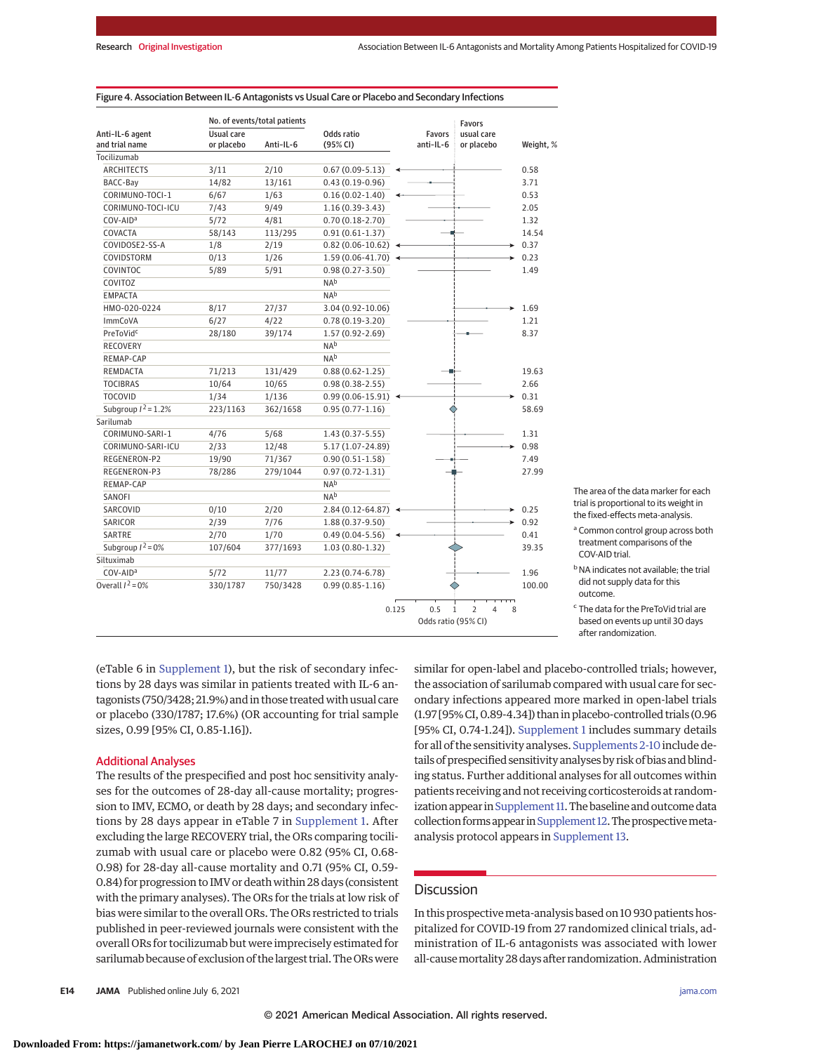Figure 4. Association Between IL-6 Antagonists vs Usual Care or Placebo and Secondary Infections

| Anti-IL-6 agent and trial name | No. of events/total patients: Usual care or placebo | Anti-IL-6 | Odds ratio (95% CI) | Weight, % |
|---|---|---|---|---|
| **Tocilizumab** | | | | |
| ARCHITECTS | 3/11 | 2/10 | 0.67 (0.09-5.13) | 0.58 |
| BACC-Bay | 14/82 | 13/161 | 0.43 (0.19-0.96) | 3.71 |
| CORIMUNO-TOCI-1 | 6/67 | 1/63 | 0.16 (0.02-1.40) | 0.53 |
| CORIMUNO-TOCI-ICU | 7/43 | 9/49 | 1.16 (0.39-3.43) | 2.05 |
| COV-AID[a] | 5/72 | 4/81 | 0.70 (0.18-2.70) | 1.32 |
| COVACTA | 58/143 | 113/295 | 0.91 (0.61-1.37) | 14.54 |
| COVIDOSE2-SS-A | 1/8 | 2/19 | 0.82 (0.06-10.62) | 0.37 |
| COVIDSTORM | 0/13 | 1/26 | 1.59 (0.06-41.70) | 0.23 |
| COVINTOC | 5/89 | 5/91 | 0.98 (0.27-3.50) | 1.49 |
| COVITOZ | | | NA[b] | |
| EMPACTA | | | NA[b] | |
| HMO-020-0224 | 8/17 | 27/37 | 3.04 (0.92-10.06) | 1.69 |
| ImmCoVA | 6/27 | 4/22 | 0.78 (0.19-3.20) | 1.21 |
| PreToVid[c] | 28/180 | 39/174 | 1.57 (0.92-2.69) | 8.37 |
| RECOVERY | | | NA[b] | |
| REMAP-CAP | | | NA[b] | |
| REMDACTA | 71/213 | 131/429 | 0.88 (0.62-1.25) | 19.63 |
| TOCIBRAS | 10/64 | 10/65 | 0.98 (0.38-2.55) | 2.66 |
| TOCOVID | 1/34 | 1/136 | 0.99 (0.06-15.91) | 0.31 |
| Subgroup $I^2$ = 1.2% | 223/1163 | 362/1658 | 0.95 (0.77-1.16) | 58.69 |
| **Sarilumab** | | | | |
| CORIMUNO-SARI-1 | 4/76 | 5/68 | 1.43 (0.37-5.55) | 1.31 |
| CORIMUNO-SARI-ICU | 2/33 | 12/48 | 5.17 (1.07-24.89) | 0.98 |
| REGENERON-P2 | 19/90 | 71/367 | 0.90 (0.51-1.58) | 7.49 |
| REGENERON-P3 | 78/286 | 279/1044 | 0.97 (0.72-1.31) | 27.99 |
| REMAP-CAP | | | NA[b] | |
| SANOFI | | | NA[b] | |
| SARCOVID | 0/10 | 2/20 | 2.84 (0.12-64.87) | 0.25 |
| SARICOR | 2/39 | 7/76 | 1.88 (0.37-9.50) | 0.92 |
| SARTRE | 2/70 | 1/70 | 0.49 (0.04-5.56) | 0.41 |
| Subgroup $I^2$ = 0% | 107/604 | 377/1693 | 1.03 (0.80-1.32) | 39.35 |
| **Siltuximab** | | | | |
| COV-AID[a] | 5/72 | 11/77 | 2.23 (0.74-6.78) | 1.96 |
| Overall $I^2$ = 0% | 330/1787 | 750/3428 | 0.99 (0.85-1.16) | 100.00 |

Odds ratio (95% CI) axis: 0.125 to 8; left favors anti-IL-6, right favors usual care or placebo.

The area of the data marker for each trial is proportional to its weight in the fixed-effects meta-analysis.

[a] Common control group across both treatment comparisons of the COV-AID trial.

[b] NA indicates not available; the trial did not supply data for this outcome.

[c] The data for the PreToVid trial are based on events up until 30 days after randomization.

(eTable 6 in Supplement 1), but the risk of secondary infections by 28 days was similar in patients treated with IL-6 antagonists (750/3428; 21.9%) and in those treated with usual care or placebo (330/1787; 17.6%) (OR accounting for trial sample sizes, 0.99 [95% CI, 0.85-1.16]).

## Additional Analyses

The results of the prespecified and post hoc sensitivity analyses for the outcomes of 28-day all-cause mortality; progression to IMV, ECMO, or death by 28 days; and secondary infections by 28 days appear in eTable 7 in Supplement 1. After excluding the large RECOVERY trial, the ORs comparing tocilizumab with usual care or placebo were 0.82 (95% CI, 0.68-0.98) for 28-day all-cause mortality and 0.71 (95% CI, 0.59-0.84) for progression to IMV or death within 28 days (consistent with the primary analyses). The ORs for the trials at low risk of bias were similar to the overall ORs. The ORs restricted to trials published in peer-reviewed journals were consistent with the overall ORs for tocilizumab but were imprecisely estimated for sarilumab because of exclusion of the largest trial. The ORs were similar for open-label and placebo-controlled trials; however, the association of sarilumab compared with usual care for secondary infections appeared more marked in open-label trials (1.97 [95% CI, 0.89-4.34]) than in placebo-controlled trials (0.96 [95% CI, 0.74-1.24]). Supplement 1 includes summary details for all of the sensitivity analyses. Supplements 2-10 include details of prespecified sensitivity analyses by risk of bias and blinding status. Further additional analyses for all outcomes within patients receiving and not receiving corticosteroids at randomization appear in Supplement 11. The baseline and outcome data collection forms appear in Supplement 12. The prospective meta-analysis protocol appears in Supplement 13.

## Discussion

In this prospective meta-analysis based on 10 930 patients hospitalized for COVID-19 from 27 randomized clinical trials, administration of IL-6 antagonists was associated with lower all-cause mortality 28 days after randomization. Administration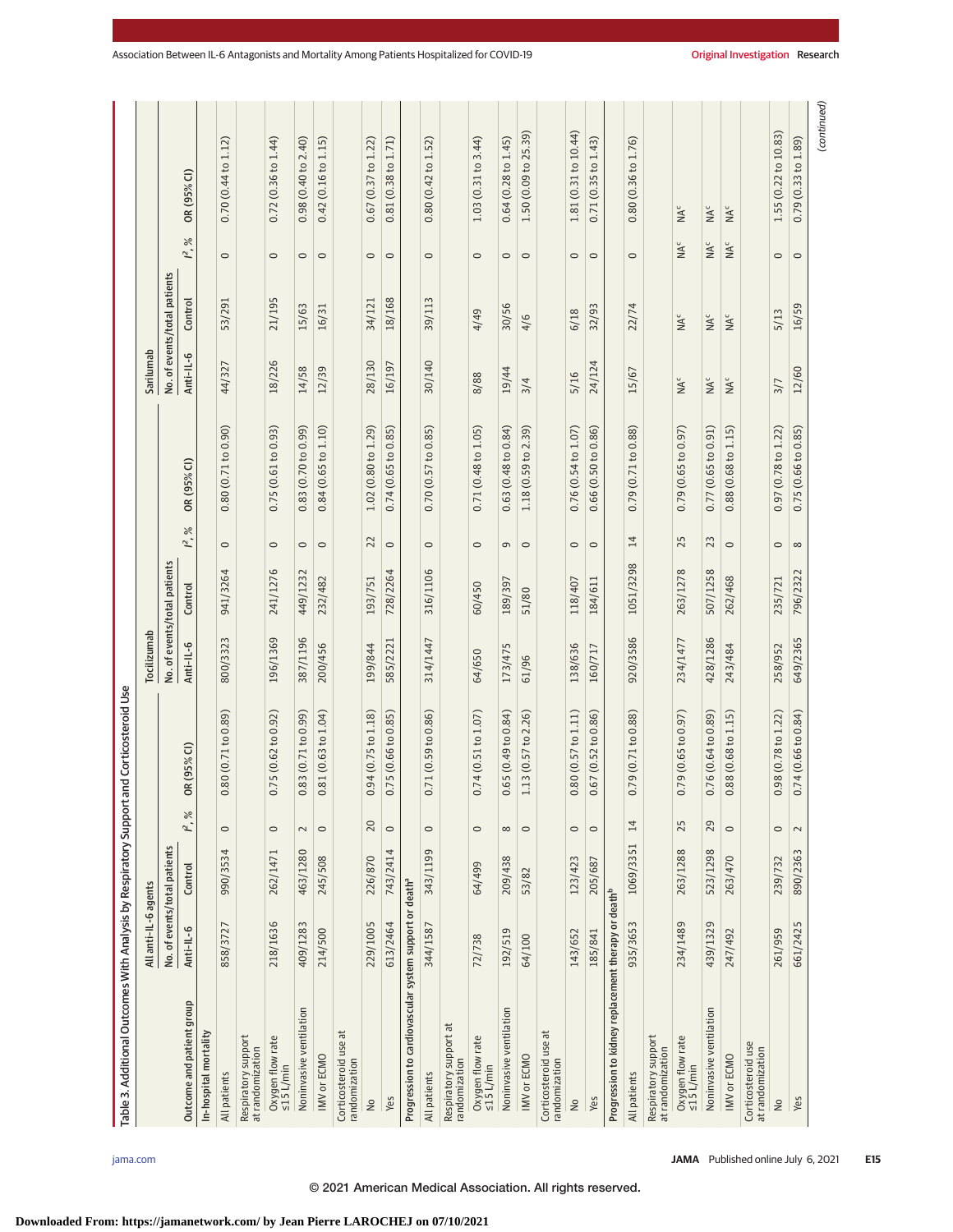Table 3. Additional Outcomes With Analysis by Respiratory Support and Corticosteroid Use

| Outcome and patient group | All anti-IL-6 agents | | | | Tocilizumab | | | | Sarilumab | | | |
|---|---|---|---|---|---|---|---|---|---|---|---|---|
| | No. of events/total patients | | | | No. of events/total patients | | | | No. of events/total patients | | | |
| | Anti-IL-6 | Control | $I^2$, % | OR (95% CI) | Anti-IL-6 | Control | $I^2$, % | OR (95% CI) | Anti-IL-6 | Control | $I^2$, % | OR (95% CI) |
| **In-hospital mortality** | | | | | | | | | | | | |
| All patients | 858/3727 | 990/3534 | 0 | 0.80 (0.71 to 0.89) | 800/3323 | 941/3264 | 0 | 0.80 (0.71 to 0.90) | 44/327 | 53/291 | 0 | 0.70 (0.44 to 1.12) |
| Respiratory support at randomization | | | | | | | | | | | | |
| Oxygen flow rate ≤15 L/min | 218/1636 | 262/1471 | 0 | 0.75 (0.62 to 0.92) | 196/1369 | 241/1276 | 0 | 0.75 (0.61 to 0.93) | 18/226 | 21/195 | 0 | 0.72 (0.36 to 1.44) |
| Noninvasive ventilation | 409/1283 | 463/1280 | 2 | 0.83 (0.71 to 0.99) | 387/1196 | 449/1232 | 0 | 0.83 (0.70 to 0.99) | 14/58 | 15/63 | 0 | 0.98 (0.40 to 2.40) |
| IMV or ECMO | 214/500 | 245/508 | 0 | 0.81 (0.63 to 1.04) | 200/456 | 232/482 | 0 | 0.84 (0.65 to 1.10) | 12/39 | 16/31 | 0 | 0.42 (0.16 to 1.15) |
| Corticosteroid use at randomization | | | | | | | | | | | | |
| No | 229/1005 | 226/870 | 20 | 0.94 (0.75 to 1.18) | 199/844 | 193/751 | 22 | 1.02 (0.80 to 1.29) | 28/130 | 34/121 | 0 | 0.67 (0.37 to 1.22) |
| Yes | 613/2464 | 743/2414 | 0 | 0.75 (0.66 to 0.85) | 585/2221 | 728/2264 | 0 | 0.74 (0.65 to 0.85) | 16/197 | 18/168 | 0 | 0.81 (0.38 to 1.71) |
| **Progression to cardiovascular system support or death**[a] | | | | | | | | | | | | |
| All patients | 344/1587 | 343/1199 | 0 | 0.71 (0.59 to 0.86) | 314/1447 | 316/1106 | 0 | 0.70 (0.57 to 0.85) | 30/140 | 39/113 | 0 | 0.80 (0.42 to 1.52) |
| Respiratory support at randomization | | | | | | | | | | | | |
| Oxygen flow rate ≤15 L/min | 72/738 | 64/499 | 0 | 0.74 (0.51 to 1.07) | 64/650 | 60/450 | 0 | 0.71 (0.48 to 1.05) | 8/88 | 4/49 | 0 | 1.03 (0.31 to 3.44) |
| Noninvasive ventilation | 192/519 | 209/438 | 8 | 0.65 (0.49 to 0.84) | 173/475 | 189/397 | 9 | 0.63 (0.48 to 0.84) | 19/44 | 30/56 | 0 | 0.64 (0.28 to 1.45) |
| IMV or ECMO | 64/100 | 53/82 | 0 | 1.13 (0.57 to 2.26) | 61/96 | 51/80 | 0 | 1.18 (0.59 to 2.39) | 3/4 | 4/6 | 0 | 1.50 (0.09 to 25.39) |
| Corticosteroid use at randomization | | | | | | | | | | | | |
| No | 143/652 | 123/423 | 0 | 0.80 (0.57 to 1.11) | 138/636 | 118/407 | 0 | 0.76 (0.54 to 1.07) | 5/16 | 6/18 | 0 | 1.81 (0.31 to 10.44) |
| Yes | 185/841 | 205/687 | 0 | 0.67 (0.52 to 0.86) | 160/717 | 184/611 | 0 | 0.66 (0.50 to 0.86) | 24/124 | 32/93 | 0 | 0.71 (0.35 to 1.43) |
| **Progression to kidney replacement therapy or death**[b] | | | | | | | | | | | | |
| All patients | 935/3653 | 1069/3351 | 14 | 0.79 (0.71 to 0.88) | 920/3586 | 1051/3298 | 14 | 0.79 (0.71 to 0.88) | 15/67 | 22/74 | 0 | 0.80 (0.36 to 1.76) |
| Respiratory support at randomization | | | | | | | | | | | | |
| Oxygen flow rate ≤15 L/min | 234/1489 | 263/1288 | 25 | 0.79 (0.65 to 0.97) | 234/1477 | 263/1278 | 25 | 0.79 (0.65 to 0.97) | NA[c] | NA[c] | NA[c] | NA[c] |
| Noninvasive ventilation | 439/1329 | 523/1298 | 29 | 0.76 (0.64 to 0.89) | 428/1286 | 507/1258 | 23 | 0.77 (0.65 to 0.91) | NA[c] | NA[c] | NA[c] | NA[c] |
| IMV or ECMO | 247/492 | 263/470 | 0 | 0.88 (0.68 to 1.15) | 243/484 | 262/468 | 0 | 0.88 (0.68 to 1.15) | NA[c] | NA[c] | NA[c] | NA[c] |
| Corticosteroid use at randomization | | | | | | | | | | | | |
| No | 261/959 | 239/732 | 0 | 0.98 (0.78 to 1.22) | 258/952 | 235/721 | 0 | 0.97 (0.78 to 1.22) | 3/7 | 5/13 | 0 | 1.55 (0.22 to 10.83) |
| Yes | 661/2425 | 890/2363 | 2 | 0.74 (0.66 to 0.84) | 649/2365 | 796/2322 | 8 | 0.75 (0.66 to 0.85) | 12/60 | 16/59 | 0 | 0.79 (0.33 to 1.89) |

(continued)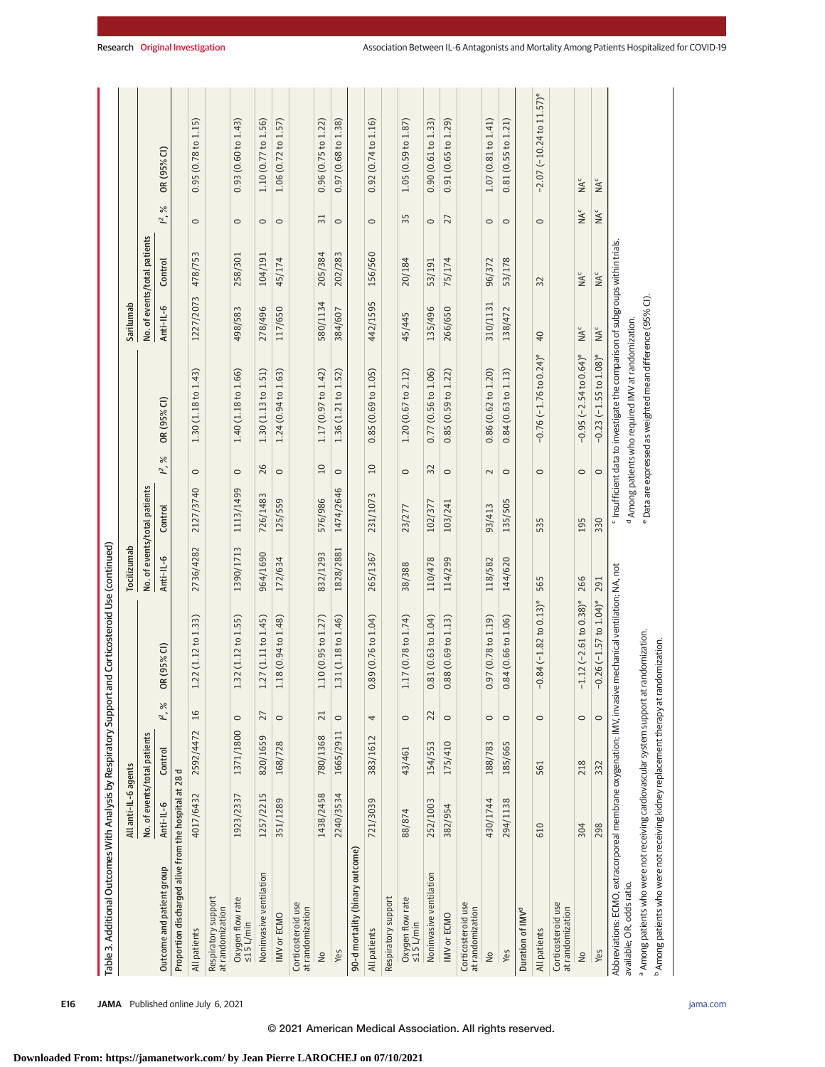Table 3. Additional Outcomes With Analysis by Respiratory Support and Corticosteroid Use (continued)

| Outcome and patient group | All anti-IL-6 agents | | | | Tocilizumab | | | | Sarilumab | | | |
|---|---|---|---|---|---|---|---|---|---|---|---|---|
| | No. of events/total patients | | | | No. of events/total patients | | | | No. of events/total patients | | | |
| | Anti-IL-6 | Control | $I^2$, % | OR (95% CI) | Anti-IL-6 | Control | $I^2$, % | OR (95% CI) | Anti-IL-6 | Control | $I^2$, % | OR (95% CI) |
| **Proportion discharged alive from the hospital at 28 d** | | | | | | | | | | | | |
| All patients | 4017/6432 | 2592/4472 | 16 | 1.22 (1.12 to 1.33) | 2736/4282 | 2127/3740 | 0 | 1.30 (1.18 to 1.43) | 1227/2073 | 478/753 | 0 | 0.95 (0.78 to 1.15) |
| Respiratory support at randomization | | | | | | | | | | | | |
| Oxygen flow rate ≤15 L/min | 1923/2337 | 1371/1800 | 0 | 1.32 (1.12 to 1.55) | 1390/1713 | 1113/1499 | 0 | 1.40 (1.18 to 1.66) | 498/583 | 258/301 | 0 | 0.93 (0.60 to 1.43) |
| Noninvasive ventilation | 1257/2215 | 820/1659 | 27 | 1.27 (1.11 to 1.45) | 964/1690 | 726/1483 | 26 | 1.30 (1.13 to 1.51) | 278/496 | 104/191 | 0 | 1.10 (0.77 to 1.56) |
| IMV or ECMO | 351/1289 | 168/728 | 0 | 1.18 (0.94 to 1.48) | 172/634 | 125/559 | 0 | 1.24 (0.94 to 1.63) | 117/650 | 45/174 | 0 | 1.06 (0.72 to 1.57) |
| Corticosteroid use at randomization | | | | | | | | | | | | |
| No | 1438/2458 | 780/1368 | 21 | 1.10 (0.95 to 1.27) | 832/1293 | 576/986 | 10 | 1.17 (0.97 to 1.42) | 580/1134 | 205/384 | 31 | 0.96 (0.75 to 1.22) |
| Yes | 2240/3534 | 1665/2911 | 0 | 1.31 (1.18 to 1.46) | 1828/2881 | 1474/2646 | 0 | 1.36 (1.21 to 1.52) | 384/607 | 202/283 | 0 | 0.97 (0.68 to 1.38) |
| **90-d mortality (binary outcome)** | | | | | | | | | | | | |
| All patients | 721/3039 | 383/1612 | 4 | 0.89 (0.76 to 1.04) | 265/1367 | 231/1073 | 10 | 0.85 (0.69 to 1.05) | 442/1595 | 156/560 | 0 | 0.92 (0.74 to 1.16) |
| Respiratory support | | | | | | | | | | | | |
| Oxygen flow rate ≤15 L/min | 88/874 | 43/461 | 0 | 1.17 (0.78 to 1.74) | 38/388 | 23/277 | 0 | 1.20 (0.67 to 2.12) | 45/445 | 20/184 | 35 | 1.05 (0.59 to 1.87) |
| Noninvasive ventilation | 252/1003 | 154/553 | 22 | 0.81 (0.63 to 1.04) | 110/478 | 102/377 | 32 | 0.77 (0.56 to 1.06) | 135/496 | 53/191 | 0 | 0.90 (0.61 to 1.33) |
| IMV or ECMO | 382/954 | 175/410 | 0 | 0.88 (0.69 to 1.13) | 114/299 | 103/241 | 0 | 0.85 (0.59 to 1.22) | 266/650 | 75/174 | 27 | 0.91 (0.65 to 1.29) |
| Corticosteroid use at randomization | | | | | | | | | | | | |
| No | 430/1744 | 188/783 | 0 | 0.97 (0.78 to 1.19) | 118/582 | 93/413 | 2 | 0.86 (0.62 to 1.20) | 310/1131 | 96/372 | 0 | 1.07 (0.81 to 1.41) |
| Yes | 294/1138 | 185/665 | 0 | 0.84 (0.66 to 1.06) | 144/620 | 135/505 | 0 | 0.84 (0.63 to 1.13) | 138/472 | 53/178 | 0 | 0.81 (0.55 to 1.21) |
| **Duration of IMV[d]** | | | | | | | | | | | | |
| All patients | 610 | 561 | 0 | −0.84 (−1.82 to 0.13)[e] | 565 | 535 | 0 | −0.76 (−1.76 to 0.24)[e] | 40 | 32 | 0 | −2.07 (−10.24 to 11.57)[e] |
| Corticosteroid use at randomization | | | | | | | | | | | | |
| No | 304 | 218 | 0 | −1.12 (−2.61 to 0.38)[e] | 266 | 195 | 0 | −0.95 (−2.54 to 0.64)[e] | NA[c] | NA[c] | NA[c] | NA[c] |
| Yes | 298 | 332 | 0 | −0.26 (−1.57 to 1.04)[e] | 291 | 330 | 0 | −0.23 (−1.55 to 1.08)[e] | NA[c] | NA[c] | NA[c] | NA[c] |

Abbreviations: ECMO, extracorporeal membrane oxygenation; IMV, invasive mechanical ventilation; NA, not available; OR, odds ratio.

[a] Among patients who were not receiving cardiovascular system support at randomization.

[b] Among patients who were not receiving kidney replacement therapy at randomization.

[c] Insufficient data to investigate the comparison of subgroups within trials.

[d] Among patients who required IMV at randomization.

[e] Data are expressed as weighted mean difference (95% CI).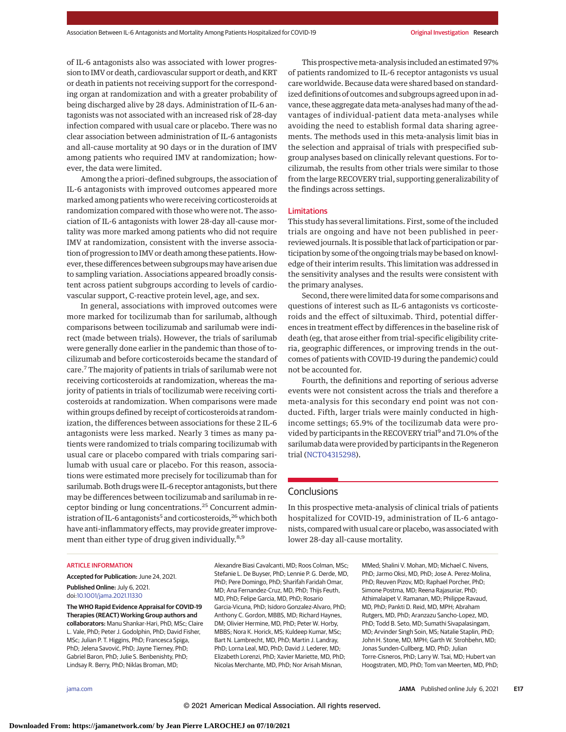of IL-6 antagonists also was associated with lower progression to IMV or death, cardiovascular support or death, and KRT or death in patients not receiving support for the corresponding organ at randomization and with a greater probability of being discharged alive by 28 days. Administration of IL-6 antagonists was not associated with an increased risk of 28-day infection compared with usual care or placebo. There was no clear association between administration of IL-6 antagonists and all-cause mortality at 90 days or in the duration of IMV among patients who required IMV at randomization; however, the data were limited.

Among the a priori–defined subgroups, the association of IL-6 antagonists with improved outcomes appeared more marked among patients who were receiving corticosteroids at randomization compared with those who were not. The association of IL-6 antagonists with lower 28-day all-cause mortality was more marked among patients who did not require IMV at randomization, consistent with the inverse association of progression to IMV or death among these patients. However, these differences between subgroups may have arisen due to sampling variation. Associations appeared broadly consistent across patient subgroups according to levels of cardiovascular support, C-reactive protein level, age, and sex.

In general, associations with improved outcomes were more marked for tocilizumab than for sarilumab, although comparisons between tocilizumab and sarilumab were indirect (made between trials). However, the trials of sarilumab were generally done earlier in the pandemic than those of tocilizumab and before corticosteroids became the standard of care.[7] The majority of patients in trials of sarilumab were not receiving corticosteroids at randomization, whereas the majority of patients in trials of tocilizumab were receiving corticosteroids at randomization. When comparisons were made within groups defined by receipt of corticosteroids at randomization, the differences between associations for these 2 IL-6 antagonists were less marked. Nearly 3 times as many patients were randomized to trials comparing tocilizumab with usual care or placebo compared with trials comparing sarilumab with usual care or placebo. For this reason, associations were estimated more precisely for tocilizumab than for sarilumab. Both drugs were IL-6 receptor antagonists, but there may be differences between tocilizumab and sarilumab in receptor binding or lung concentrations.[25] Concurrent administration of IL-6 antagonists[5] and corticosteroids,[26] which both have anti-inflammatory effects, may provide greater improvement than either type of drug given individually.[8,9]

This prospective meta-analysis included an estimated 97% of patients randomized to IL-6 receptor antagonists vs usual care worldwide. Because data were shared based on standardized definitions of outcomes and subgroups agreed upon in advance, these aggregate data meta-analyses had many of the advantages of individual-patient data meta-analyses while avoiding the need to establish formal data sharing agreements. The methods used in this meta-analysis limit bias in the selection and appraisal of trials with prespecified subgroup analyses based on clinically relevant questions. For tocilizumab, the results from other trials were similar to those from the large RECOVERY trial, supporting generalizability of the findings across settings.

### Limitations

This study has several limitations. First, some of the included trials are ongoing and have not been published in peer-reviewed journals. It is possible that lack of participation or participation by some of the ongoing trials may be based on knowledge of their interim results. This limitation was addressed in the sensitivity analyses and the results were consistent with the primary analyses.

Second, there were limited data for some comparisons and questions of interest such as IL-6 antagonists vs corticosteroids and the effect of siltuximab. Third, potential differences in treatment effect by differences in the baseline risk of death (eg, that arose either from trial-specific eligibility criteria, geographic differences, or improving trends in the outcomes of patients with COVID-19 during the pandemic) could not be accounted for.

Fourth, the definitions and reporting of serious adverse events were not consistent across the trials and therefore a meta-analysis for this secondary end point was not conducted. Fifth, larger trials were mainly conducted in high-income settings; 65.9% of the tocilizumab data were provided by participants in the RECOVERY trial[9] and 71.0% of the sarilumab data were provided by participants in the Regeneron trial (NCT04315298).

## Conclusions

In this prospective meta-analysis of clinical trials of patients hospitalized for COVID-19, administration of IL-6 antagonists, compared with usual care or placebo, was associated with lower 28-day all-cause mortality.

### ARTICLE INFORMATION

**Accepted for Publication:** June 24, 2021.

**Published Online:** July 6, 2021. doi:10.1001/jama.2021.11330

**The WHO Rapid Evidence Appraisal for COVID-19 Therapies (REACT) Working Group authors and collaborators:** Manu Shankar-Hari, PhD, MSc; Claire L. Vale, PhD; Peter J. Godolphin, PhD; David Fisher, MSc; Julian P. T. Higgins, PhD; Francesca Spiga, PhD; Jelena Savović, PhD; Jayne Tierney, PhD; Gabriel Baron, PhD; Julie S. Benbenishty, PhD; Lindsay R. Berry, PhD; Niklas Broman, MD; Alexandre Biasi Cavalcanti, MD; Roos Colman, MSc; Stefanie L. De Buyser, PhD; Lennie P. G. Derde, MD, PhD; Pere Domingo, PhD; Sharifah Faridah Omar, MD; Ana Fernandez-Cruz, MD, PhD; Thijs Feuth, MD, PhD; Felipe Garcia, MD, PhD; Rosario Garcia-Vicuna, PhD; Isidoro Gonzalez-Alvaro, PhD; Anthony C. Gordon, MBBS, MD; Richard Haynes, DM; Olivier Hermine, MD, PhD; Peter W. Horby, MBBS; Nora K. Horick, MS; Kuldeep Kumar, MSc; Bart N. Lambrecht, MD, PhD; Martin J. Landray, PhD; Lorna Leal, MD, PhD; David J. Lederer, MD; Elizabeth Lorenzi, PhD; Xavier Mariette, MD, PhD; Nicolas Merchante, MD, PhD; Nor Arisah Misnan, MMed; Shalini V. Mohan, MD; Michael C. Nivens, PhD; Jarmo Oksi, MD, PhD; Jose A. Perez-Molina, PhD; Reuven Pizov, MD; Raphael Porcher, PhD; Simone Postma, MD; Reena Rajasuriar, PhD; Athimalaipet V. Ramanan, MD; Philippe Ravaud, MD, PhD; Pankti D. Reid, MD, MPH; Abraham Rutgers, MD, PhD; Aranzazu Sancho-Lopez, MD, PhD; Todd B. Seto, MD; Sumathi Sivapalasingam, MD; Arvinder Singh Soin, MS; Natalie Staplin, PhD; John H. Stone, MD, MPH; Garth W. Strohbehn, MD; Jonas Sunden-Cullberg, MD, PhD; Julian Torre-Cisneros, PhD; Larry W. Tsai, MD; Hubert van Hoogstraten, MD, PhD; Tom van Meerten, MD, PhD;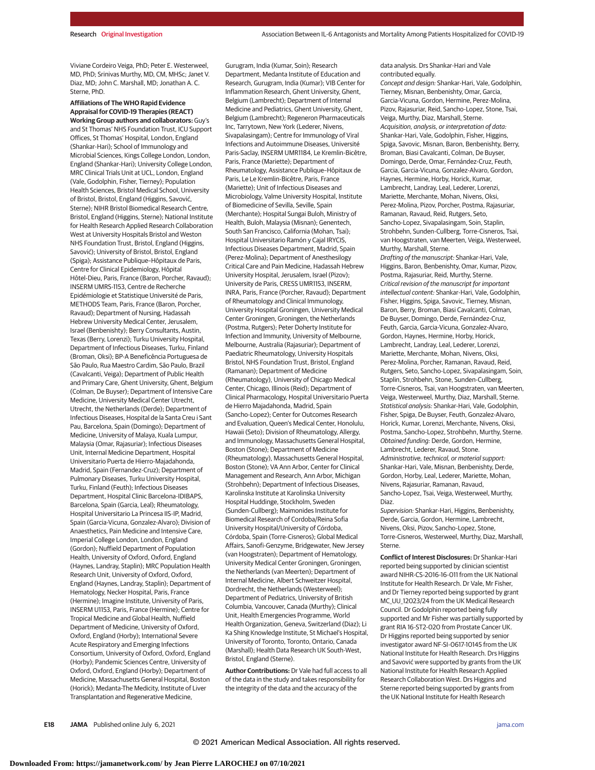Viviane Cordeiro Veiga, PhD; Peter E. Westerweel, MD, PhD; Srinivas Murthy, MD, CM, MHSc; Janet V. Diaz, MD; John C. Marshall, MD; Jonathan A. C. Sterne, PhD.

**Affiliations of The WHO Rapid Evidence Appraisal for COVID-19 Therapies (REACT) Working Group authors and collaborators:** Guy's and St Thomas' NHS Foundation Trust, ICU Support Offices, St Thomas' Hospital, London, England (Shankar-Hari); School of Immunology and Microbial Sciences, Kings College London, London, England (Shankar-Hari); University College London, MRC Clinical Trials Unit at UCL, London, England (Vale, Godolphin, Fisher, Tierney); Population Health Sciences, Bristol Medical School, University of Bristol, Bristol, England (Higgins, Savović, Sterne); NIHR Bristol Biomedical Research Centre, Bristol, England (Higgins, Sterne); National Institute for Health Research Applied Research Collaboration West at University Hospitals Bristol and Weston NHS Foundation Trust, Bristol, England (Higgins, Savović); University of Bristol, Bristol, England (Spiga); Assistance Publique–Hôpitaux de Paris, Centre for Clinical Epidemiology, Hôpital Hôtel-Dieu, Paris, France (Baron, Porcher, Ravaud); INSERM UMRS-1153, Centre de Recherche Epidémiologie et Statistique Université de Paris, METHODS Team, Paris, France (Baron, Porcher, Ravaud); Department of Nursing, Hadassah Hebrew University Medical Center, Jerusalem, Israel (Benbenishty); Berry Consultants, Austin, Texas (Berry, Lorenzi); Turku University Hospital, Department of Infectious Diseases, Turku, Finland (Broman, Oksi); BP-A Beneficência Portuguesa de São Paulo, Rua Maestro Cardim, São Paulo, Brazil (Cavalcanti, Veiga); Department of Public Health and Primary Care, Ghent University, Ghent, Belgium (Colman, De Buyser); Department of Intensive Care Medicine, University Medical Center Utrecht, Utrecht, the Netherlands (Derde); Department of Infectious Diseases, Hospital de la Santa Creu i Sant Pau, Barcelona, Spain (Domingo); Department of Medicine, University of Malaya, Kuala Lumpur, Malaysia (Omar, Rajasuriar); Infectious Diseases Unit, Internal Medicine Department, Hospital Universitario Puerta de Hierro-Majadahonda, Madrid, Spain (Fernandez-Cruz); Department of Pulmonary Diseases, Turku University Hospital, Turku, Finland (Feuth); Infectious Diseases Department, Hospital Clinic Barcelona-IDIBAPS, Barcelona, Spain (Garcia, Leal); Rheumatology, Hospital Universitario La Princesa IIS-IP, Madrid, Spain (Garcia-Vicuna, Gonzalez-Alvaro); Division of Anaesthetics, Pain Medicine and Intensive Care, Imperial College London, London, England (Gordon); Nuffield Department of Population Health, University of Oxford, Oxford, England (Haynes, Landray, Staplin); MRC Population Health Research Unit, University of Oxford, Oxford, England (Haynes, Landray, Staplin); Department of Hematology, Necker Hospital, Paris, France (Hermine); Imagine Institute, University of Paris, INSERM U1153, Paris, France (Hermine); Centre for Tropical Medicine and Global Health, Nuffield Department of Medicine, University of Oxford, Oxford, England (Horby); International Severe Acute Respiratory and Emerging Infections Consortium, University of Oxford, Oxford, England (Horby); Pandemic Sciences Centre, University of Oxford, Oxford, England (Horby); Department of Medicine, Massachusetts General Hospital, Boston (Horick); Medanta-The Medicity, Institute of Liver Transplantation and Regenerative Medicine, Gurugram, India (Kumar, Soin); Research Department, Medanta Institute of Education and Research, Gurugram, India (Kumar); VIB Center for Inflammation Research, Ghent University, Ghent, Belgium (Lambrecht); Department of Internal Medicine and Pediatrics, Ghent University, Ghent, Belgium (Lambrecht); Regeneron Pharmaceuticals Inc, Tarrytown, New York (Lederer, Nivens, Sivapalasingam); Centre for Immunology of Viral Infections and Autoimmune Diseases, Université Paris-Saclay, INSERM UMR1184, Le Kremlin-Bicêtre, Paris, France (Mariette); Department of Rheumatology, Assistance Publique–Hôpitaux de Paris, Le Le Kremlin-Bicêtre, Paris, France (Mariette); Unit of Infectious Diseases and Microbiology, Valme University Hospital, Institute of Biomedicine of Sevilla, Seville, Spain (Merchante); Hospital Sungai Buloh, Ministry of Health, Buloh, Malaysia (Misnan); Genentech, South San Francisco, California (Mohan, Tsai); Hospital Universitario Ramón y Cajal IRYCIS, Infectious Diseases Department, Madrid, Spain (Perez-Molina); Department of Anesthesilogy Critical Care and Pain Medicine, Hadassah Hebrew University Hospital, Jerusalem, Israel (Pizov); University de Paris, CRESS UMR1153, INSERM, INRA, Paris, France (Porcher, Ravaud); Department of Rheumatology and Clinical Immunology, University Hospital Groningen, University Medical Center Groningen, Groningen, the Netherlands (Postma, Rutgers); Peter Doherty Institute for Infection and Immunity, University of Melbourne, Melbourne, Australia (Rajasuriar); Department of Paediatric Rheumatology, University Hospitals Bristol, NHS Foundation Trust, Bristol, England (Ramanan); Department of Medicine (Rheumatology), University of Chicago Medical Center, Chicago, Illinois (Reid); Department of Clinical Pharmacology, Hospital Universitario Puerta de Hierro Majadahonda, Madrid, Spain (Sancho-Lopez); Center for Outcomes Research and Evaluation, Queen's Medical Center, Honolulu, Hawaii (Seto); Division of Rheumatology, Allergy, and Immunology, Massachusetts General Hospital, Boston (Stone); Department of Medicine (Rheumatology), Massachusetts General Hospital, Boston (Stone); VA Ann Arbor, Center for Clinical Management and Research, Ann Arbor, Michigan (Strohbehn); Department of Infectious Diseases, Karolinska Institute at Karolinska University Hospital Huddinge, Stockholm, Sweden (Sunden-Cullberg); Maimonides Institute for Biomedical Research of Cordoba/Reina Sofia University Hospital/University of Córdoba, Córdoba, Spain (Torre-Cisneros); Global Medical Affairs, Sanofi-Genzyme, Bridgewater, New Jersey (van Hoogstraten); Department of Hematology, University Medical Center Groningen, Groningen, the Netherlands (van Meerten); Department of Internal Medicine, Albert Schweitzer Hospital, Dordrecht, the Netherlands (Westerweel); Department of Pediatrics, University of British Columbia, Vancouver, Canada (Murthy); Clinical Unit, Health Emergencies Programme, World Health Organization, Geneva, Switzerland (Diaz); Li Ka Shing Knowledge Institute, St Michael's Hospital, University of Toronto, Toronto, Ontario, Canada (Marshall); Health Data Research UK South-West, Bristol, England (Sterne).

**Author Contributions:** Dr Vale had full access to all of the data in the study and takes responsibility for the integrity of the data and the accuracy of the data analysis. Drs Shankar-Hari and Vale contributed equally.

*Concept and design:* Shankar-Hari, Vale, Godolphin, Tierney, Misnan, Benbenishty, Omar, Garcia, Garcia-Vicuna, Gordon, Hermine, Perez-Molina, Pizov, Rajasuriar, Reid, Sancho-Lopez, Stone, Tsai, Veiga, Murthy, Diaz, Marshall, Sterne.

*Acquisition, analysis, or interpretation of data:* Shankar-Hari, Vale, Godolphin, Fisher, Higgins, Spiga, Savovic, Misnan, Baron, Benbenishty, Berry, Broman, Biasi Cavalcanti, Colman, De Buyser, Domingo, Derde, Omar, Fernández-Cruz, Feuth, Garcia, Garcia-Vicuna, Gonzalez-Alvaro, Gordon, Haynes, Hermine, Horby, Horick, Kumar, Lambrecht, Landray, Leal, Lederer, Lorenzi, Mariette, Merchante, Mohan, Nivens, Oksi, Perez-Molina, Pizov, Porcher, Postma, Rajasuriar, Ramanan, Ravaud, Reid, Rutgers, Seto, Sancho-Lopez, Sivapalasingam, Soin, Staplin, Strohbehn, Sunden-Cullberg, Torre-Cisneros, Tsai, van Hoogstraten, van Meerten, Veiga, Westerweel, Murthy, Marshall, Sterne.

*Drafting of the manuscript:* Shankar-Hari, Vale, Higgins, Baron, Benbenishty, Omar, Kumar, Pizov, Postma, Rajasuriar, Reid, Murthy, Sterne.

*Critical revision of the manuscript for important intellectual content:* Shankar-Hari, Vale, Godolphin, Fisher, Higgins, Spiga, Savovic, Tierney, Misnan, Baron, Berry, Broman, Biasi Cavalcanti, Colman, De Buyser, Domingo, Derde, Fernández-Cruz, Feuth, Garcia, Garcia-Vicuna, Gonzalez-Alvaro, Gordon, Haynes, Hermine, Horby, Horick, Lambrecht, Landray, Leal, Lederer, Lorenzi, Mariette, Merchante, Mohan, Nivens, Oksi, Perez-Molina, Porcher, Ramanan, Ravaud, Reid, Rutgers, Seto, Sancho-Lopez, Sivapalasingam, Soin, Staplin, Strohbehn, Stone, Sunden-Cullberg, Torre-Cisneros, Tsai, van Hoogstraten, van Meerten, Veiga, Westerweel, Murthy, Diaz, Marshall, Sterne.

*Statistical analysis:* Shankar-Hari, Vale, Godolphin, Fisher, Spiga, De Buyser, Feuth, Gonzalez-Alvaro, Horick, Kumar, Lorenzi, Merchante, Nivens, Oksi, Postma, Sancho-Lopez, Strohbehn, Murthy, Sterne.

*Obtained funding:* Derde, Gordon, Hermine, Lambrecht, Lederer, Ravaud, Stone.

*Administrative, technical, or material support:* Shankar-Hari, Vale, Misnan, Benbenishty, Derde, Gordon, Horby, Leal, Lederer, Mariette, Mohan, Nivens, Rajasuriar, Ramanan, Ravaud, Sancho-Lopez, Tsai, Veiga, Westerweel, Murthy, Diaz.

*Supervision:* Shankar-Hari, Higgins, Benbenishty, Derde, Garcia, Gordon, Hermine, Lambrecht, Nivens, Oksi, Pizov, Sancho-Lopez, Stone, Torre-Cisneros, Westerweel, Murthy, Diaz, Marshall, Sterne.

**Conflict of Interest Disclosures:** Dr Shankar-Hari reported being supported by clinician scientist award NIHR-CS-2016-16-011 from the UK National Institute for Health Research. Dr Vale, Mr Fisher, and Dr Tierney reported being supported by grant MC_UU_12023/24 from the UK Medical Research Council. Dr Godolphin reported being fully supported and Mr Fisher was partially supported by grant RIA 16-ST2-020 from Prostate Cancer UK. Dr Higgins reported being supported by senior investigator award NF-SI-0617-10145 from the UK National Institute for Health Research. Drs Higgins and Savović were supported by grants from the UK National Institute for Health Research Applied Research Collaboration West. Drs Higgins and Sterne reported being supported by grants from the UK National Institute for Health Research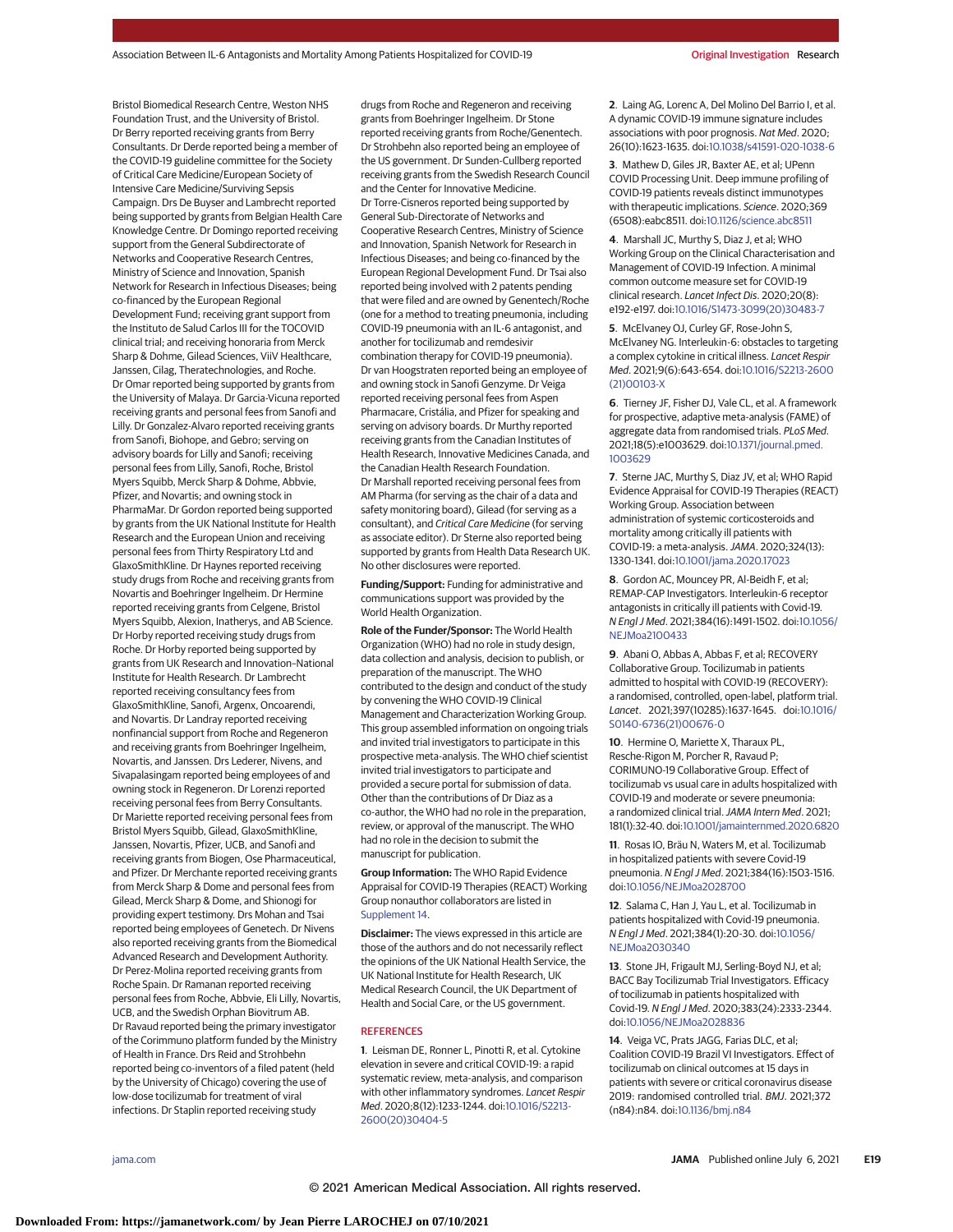Bristol Biomedical Research Centre, Weston NHS Foundation Trust, and the University of Bristol. Dr Berry reported receiving grants from Berry Consultants. Dr Derde reported being a member of the COVID-19 guideline committee for the Society of Critical Care Medicine/European Society of Intensive Care Medicine/Surviving Sepsis Campaign. Drs De Buyser and Lambrecht reported being supported by grants from Belgian Health Care Knowledge Centre. Dr Domingo reported receiving support from the General Subdirectorate of Networks and Cooperative Research Centres, Ministry of Science and Innovation, Spanish Network for Research in Infectious Diseases; being co-financed by the European Regional Development Fund; receiving grant support from the Instituto de Salud Carlos III for the TOCOVID clinical trial; and receiving honoraria from Merck Sharp & Dohme, Gilead Sciences, ViiV Healthcare, Janssen, Cilag, Theratechnologies, and Roche. Dr Omar reported being supported by grants from the University of Malaya. Dr Garcia-Vicuna reported receiving grants and personal fees from Sanofi and Lilly. Dr Gonzalez-Alvaro reported receiving grants from Sanofi, Biohope, and Gebro; serving on advisory boards for Lilly and Sanofi; receiving personal fees from Lilly, Sanofi, Roche, Bristol Myers Squibb, Merck Sharp & Dohme, Abbvie, Pfizer, and Novartis; and owning stock in PharmaMar. Dr Gordon reported being supported by grants from the UK National Institute for Health Research and the European Union and receiving personal fees from Thirty Respiratory Ltd and GlaxoSmithKline. Dr Haynes reported receiving study drugs from Roche and receiving grants from Novartis and Boehringer Ingelheim. Dr Hermine reported receiving grants from Celgene, Bristol Myers Squibb, Alexion, Inatherys, and AB Science. Dr Horby reported receiving study drugs from Roche. Dr Horby reported being supported by grants from UK Research and Innovation–National Institute for Health Research. Dr Lambrecht reported receiving consultancy fees from GlaxoSmithKline, Sanofi, Argenx, Oncoarendi, and Novartis. Dr Landray reported receiving nonfinancial support from Roche and Regeneron and receiving grants from Boehringer Ingelheim, Novartis, and Janssen. Drs Lederer, Nivens, and Sivapalasingam reported being employees of and owning stock in Regeneron. Dr Lorenzi reported receiving personal fees from Berry Consultants. Dr Mariette reported receiving personal fees from Bristol Myers Squibb, Gilead, GlaxoSmithKline, Janssen, Novartis, Pfizer, UCB, and Sanofi and receiving grants from Biogen, Ose Pharmaceutical, and Pfizer. Dr Merchante reported receiving grants from Merck Sharp & Dome and personal fees from Gilead, Merck Sharp & Dome, and Shionogi for providing expert testimony. Drs Mohan and Tsai reported being employees of Genetech. Dr Nivens also reported receiving grants from the Biomedical Advanced Research and Development Authority. Dr Perez-Molina reported receiving grants from Roche Spain. Dr Ramanan reported receiving personal fees from Roche, Abbvie, Eli Lilly, Novartis, UCB, and the Swedish Orphan Biovitrum AB. Dr Ravaud reported being the primary investigator of the Corimmuno platform funded by the Ministry of Health in France. Drs Reid and Strohbehn reported being co-inventors of a filed patent (held by the University of Chicago) covering the use of low-dose tocilizumab for treatment of viral infections. Dr Staplin reported receiving study drugs from Roche and Regeneron and receiving grants from Boehringer Ingelheim. Dr Stone reported receiving grants from Roche/Genentech. Dr Strohbehn also reported being an employee of the US government. Dr Sunden-Cullberg reported receiving grants from the Swedish Research Council and the Center for Innovative Medicine. Dr Torre-Cisneros reported being supported by General Sub-Directorate of Networks and Cooperative Research Centres, Ministry of Science and Innovation, Spanish Network for Research in Infectious Diseases; and being co-financed by the European Regional Development Fund. Dr Tsai also reported being involved with 2 patents pending that were filed and are owned by Genentech/Roche (one for a method to treating pneumonia, including COVID-19 pneumonia with an IL-6 antagonist, and another for tocilizumab and remdesivir combination therapy for COVID-19 pneumonia). Dr van Hoogstraten reported being an employee of and owning stock in Sanofi Genzyme. Dr Veiga reported receiving personal fees from Aspen Pharmacare, Cristália, and Pfizer for speaking and serving on advisory boards. Dr Murthy reported receiving grants from the Canadian Institutes of Health Research, Innovative Medicines Canada, and the Canadian Health Research Foundation. Dr Marshall reported receiving personal fees from AM Pharma (for serving as the chair of a data and safety monitoring board), Gilead (for serving as a consultant), and *Critical Care Medicine* (for serving as associate editor). Dr Sterne also reported being supported by grants from Health Data Research UK. No other disclosures were reported.

**Funding/Support:** Funding for administrative and communications support was provided by the World Health Organization.

**Role of the Funder/Sponsor:** The World Health Organization (WHO) had no role in study design, data collection and analysis, decision to publish, or preparation of the manuscript. The WHO contributed to the design and conduct of the study by convening the WHO COVID-19 Clinical Management and Characterization Working Group. This group assembled information on ongoing trials and invited trial investigators to participate in this prospective meta-analysis. The WHO chief scientist invited trial investigators to participate and provided a secure portal for submission of data. Other than the contributions of Dr Diaz as a co-author, the WHO had no role in the preparation, review, or approval of the manuscript. The WHO had no role in the decision to submit the manuscript for publication.

**Group Information:** The WHO Rapid Evidence Appraisal for COVID-19 Therapies (REACT) Working Group nonauthor collaborators are listed in Supplement 14.

**Disclaimer:** The views expressed in this article are those of the authors and do not necessarily reflect the opinions of the UK National Health Service, the UK National Institute for Health Research, UK Medical Research Council, the UK Department of Health and Social Care, or the US government.

## REFERENCES

1. Leisman DE, Ronner L, Pinotti R, et al. Cytokine elevation in severe and critical COVID-19: a rapid systematic review, meta-analysis, and comparison with other inflammatory syndromes. *Lancet Respir Med*. 2020;8(12):1233-1244. doi:10.1016/S2213-2600(20)30404-5

2. Laing AG, Lorenc A, Del Molino Del Barrio I, et al. A dynamic COVID-19 immune signature includes associations with poor prognosis. *Nat Med*. 2020; 26(10):1623-1635. doi:10.1038/s41591-020-1038-6

3. Mathew D, Giles JR, Baxter AE, et al; UPenn COVID Processing Unit. Deep immune profiling of COVID-19 patients reveals distinct immunotypes with therapeutic implications. *Science*. 2020;369 (6508):eabc8511. doi:10.1126/science.abc8511

4. Marshall JC, Murthy S, Diaz J, et al; WHO Working Group on the Clinical Characterisation and Management of COVID-19 Infection. A minimal common outcome measure set for COVID-19 clinical research. *Lancet Infect Dis*. 2020;20(8): e192-e197. doi:10.1016/S1473-3099(20)30483-7

5. McElvaney OJ, Curley GF, Rose-John S, McElvaney NG. Interleukin-6: obstacles to targeting a complex cytokine in critical illness. *Lancet Respir Med*. 2021;9(6):643-654. doi:10.1016/S2213-2600(21)00103-X

6. Tierney JF, Fisher DJ, Vale CL, et al. A framework for prospective, adaptive meta-analysis (FAME) of aggregate data from randomised trials. *PLoS Med*. 2021;18(5):e1003629. doi:10.1371/journal.pmed.1003629

7. Sterne JAC, Murthy S, Diaz JV, et al; WHO Rapid Evidence Appraisal for COVID-19 Therapies (REACT) Working Group. Association between administration of systemic corticosteroids and mortality among critically ill patients with COVID-19: a meta-analysis. *JAMA*. 2020;324(13): 1330-1341. doi:10.1001/jama.2020.17023

8. Gordon AC, Mouncey PR, Al-Beidh F, et al; REMAP-CAP Investigators. Interleukin-6 receptor antagonists in critically ill patients with Covid-19. *N Engl J Med*. 2021;384(16):1491-1502. doi:10.1056/NEJMoa2100433

9. Abani O, Abbas A, Abbas F, et al; RECOVERY Collaborative Group. Tocilizumab in patients admitted to hospital with COVID-19 (RECOVERY): a randomised, controlled, open-label, platform trial. *Lancet*. 2021;397(10285):1637-1645. doi:10.1016/S0140-6736(21)00676-0

10. Hermine O, Mariette X, Tharaux PL, Resche-Rigon M, Porcher R, Ravaud P; CORIMUNO-19 Collaborative Group. Effect of tocilizumab vs usual care in adults hospitalized with COVID-19 and moderate or severe pneumonia: a randomized clinical trial. *JAMA Intern Med*. 2021; 181(1):32-40. doi:10.1001/jamainternmed.2020.6820

11. Rosas IO, Bräu N, Waters M, et al. Tocilizumab in hospitalized patients with severe Covid-19 pneumonia. *N Engl J Med*. 2021;384(16):1503-1516. doi:10.1056/NEJMoa2028700

12. Salama C, Han J, Yau L, et al. Tocilizumab in patients hospitalized with Covid-19 pneumonia. *N Engl J Med*. 2021;384(1):20-30. doi:10.1056/NEJMoa2030340

13. Stone JH, Frigault MJ, Serling-Boyd NJ, et al; BACC Bay Tocilizumab Trial Investigators. Efficacy of tocilizumab in patients hospitalized with Covid-19. *N Engl J Med*. 2020;383(24):2333-2344. doi:10.1056/NEJMoa2028836

14. Veiga VC, Prats JAGG, Farias DLC, et al; Coalition COVID-19 Brazil VI Investigators. Effect of tocilizumab on clinical outcomes at 15 days in patients with severe or critical coronavirus disease 2019: randomised controlled trial. *BMJ*. 2021;372 (n84):n84. doi:10.1136/bmj.n84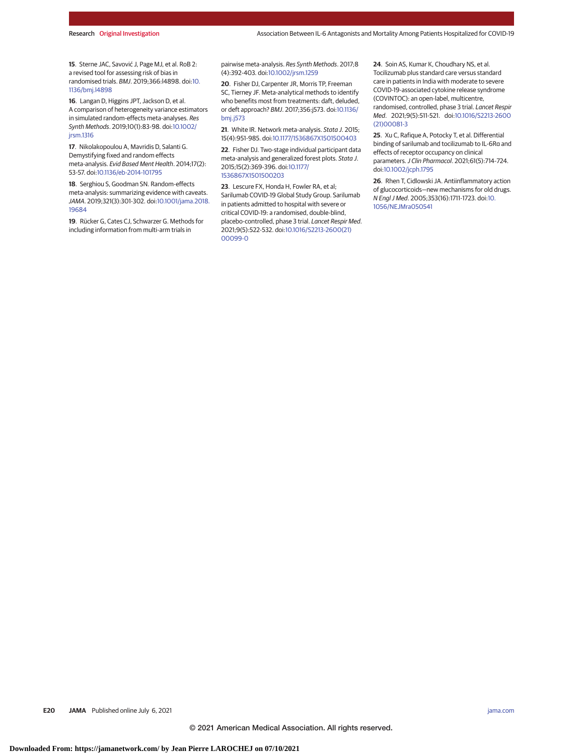15. Sterne JAC, Savović J, Page MJ, et al. RoB 2: a revised tool for assessing risk of bias in randomised trials. *BMJ*. 2019;366:l4898. doi:10.1136/bmj.l4898

16. Langan D, Higgins JPT, Jackson D, et al. A comparison of heterogeneity variance estimators in simulated random-effects meta-analyses. *Res Synth Methods*. 2019;10(1):83-98. doi:10.1002/jrsm.1316

17. Nikolakopoulou A, Mavridis D, Salanti G. Demystifying fixed and random effects meta-analysis. *Evid Based Ment Health*. 2014;17(2):53-57. doi:10.1136/eb-2014-101795

18. Serghiou S, Goodman SN. Random-effects meta-analysis: summarizing evidence with caveats. *JAMA*. 2019;321(3):301-302. doi:10.1001/jama.2018.19684

19. Rücker G, Cates CJ, Schwarzer G. Methods for including information from multi-arm trials in pairwise meta-analysis. *Res Synth Methods*. 2017;8(4):392-403. doi:10.1002/jrsm.1259

20. Fisher DJ, Carpenter JR, Morris TP, Freeman SC, Tierney JF. Meta-analytical methods to identify who benefits most from treatments: daft, deluded, or deft approach? *BMJ*. 2017;356:j573. doi:10.1136/bmj.j573

21. White IR. Network meta-analysis. *Stata J*. 2015;15(4):951-985. doi:10.1177/1536867X1501500403

22. Fisher DJ. Two-stage individual participant data meta-analysis and generalized forest plots. *Stata J*. 2015;15(2):369-396. doi:10.1177/1536867X1501500203

23. Lescure FX, Honda H, Fowler RA, et al; Sarilumab COVID-19 Global Study Group. Sarilumab in patients admitted to hospital with severe or critical COVID-19: a randomised, double-blind, placebo-controlled, phase 3 trial. *Lancet Respir Med*. 2021;9(5):522-532. doi:10.1016/S2213-2600(21)00099-0

24. Soin AS, Kumar K, Choudhary NS, et al. Tocilizumab plus standard care versus standard care in patients in India with moderate to severe COVID-19-associated cytokine release syndrome (COVINTOC): an open-label, multicentre, randomised, controlled, phase 3 trial. *Lancet Respir Med*. 2021;9(5):511-521. doi:10.1016/S2213-2600(21)00081-3

25. Xu C, Rafique A, Potocky T, et al. Differential binding of sarilumab and tocilizumab to IL-6Rα and effects of receptor occupancy on clinical parameters. *J Clin Pharmacol*. 2021;61(5):714-724. doi:10.1002/jcph.1795

26. Rhen T, Cidlowski JA. Antiinflammatory action of glucocorticoids—new mechanisms for old drugs. *N Engl J Med*. 2005;353(16):1711-1723. doi:10.1056/NEJMra050541